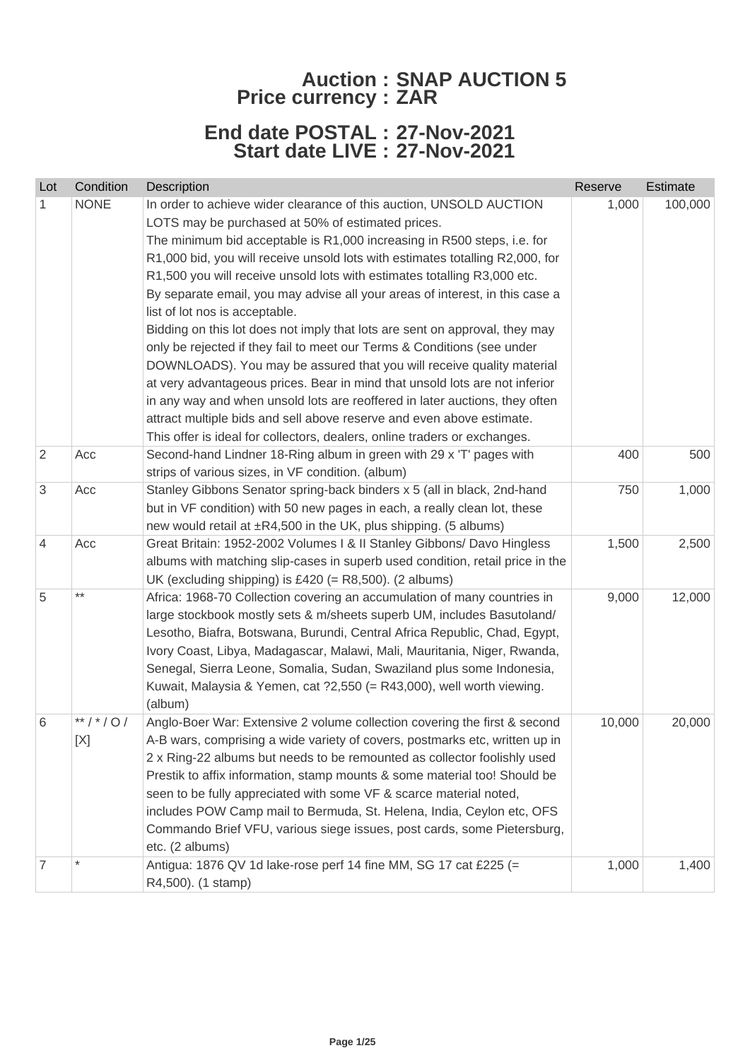# Auction : SNAP AUCTION 5
# Price currency : ZAR

## End date POSTAL : 27-Nov-2021
## Start date LIVE : 27-Nov-2021

| Lot | Condition | Description | Reserve | Estimate |
|---|---|---|---|---|
| 1 | NONE | In order to achieve wider clearance of this auction, UNSOLD AUCTION LOTS may be purchased at 50% of estimated prices.<br>The minimum bid acceptable is R1,000 increasing in R500 steps, i.e. for R1,000 bid, you will receive unsold lots with estimates totalling R2,000, for R1,500 you will receive unsold lots with estimates totalling R3,000 etc.<br>By separate email, you may advise all your areas of interest, in this case a list of lot nos is acceptable.<br>Bidding on this lot does not imply that lots are sent on approval, they may only be rejected if they fail to meet our Terms & Conditions (see under DOWNLOADS). You may be assured that you will receive quality material at very advantageous prices. Bear in mind that unsold lots are not inferior in any way and when unsold lots are reoffered in later auctions, they often attract multiple bids and sell above reserve and even above estimate.<br>This offer is ideal for collectors, dealers, online traders or exchanges. | 1,000 | 100,000 |
| 2 | Acc | Second-hand Lindner 18-Ring album in green with 29 x 'T' pages with strips of various sizes, in VF condition. (album) | 400 | 500 |
| 3 | Acc | Stanley Gibbons Senator spring-back binders x 5 (all in black, 2nd-hand but in VF condition) with 50 new pages in each, a really clean lot, these new would retail at ±R4,500 in the UK, plus shipping. (5 albums) | 750 | 1,000 |
| 4 | Acc | Great Britain: 1952-2002 Volumes I & II Stanley Gibbons/ Davo Hingless albums with matching slip-cases in superb used condition, retail price in the UK (excluding shipping) is £420 (= R8,500). (2 albums) | 1,500 | 2,500 |
| 5 | ** | Africa: 1968-70 Collection covering an accumulation of many countries in large stockbook mostly sets & m/sheets superb UM, includes Basutoland/ Lesotho, Biafra, Botswana, Burundi, Central Africa Republic, Chad, Egypt, Ivory Coast, Libya, Madagascar, Malawi, Mali, Mauritania, Niger, Rwanda, Senegal, Sierra Leone, Somalia, Sudan, Swaziland plus some Indonesia, Kuwait, Malaysia & Yemen, cat ?2,550 (= R43,000), well worth viewing. (album) | 9,000 | 12,000 |
| 6 | ** / * / O / [X] | Anglo-Boer War: Extensive 2 volume collection covering the first & second A-B wars, comprising a wide variety of covers, postmarks etc, written up in 2 x Ring-22 albums but needs to be remounted as collector foolishly used Prestik to affix information, stamp mounts & some material too! Should be seen to be fully appreciated with some VF & scarce material noted, includes POW Camp mail to Bermuda, St. Helena, India, Ceylon etc, OFS Commando Brief VFU, various siege issues, post cards, some Pietersburg, etc. (2 albums) | 10,000 | 20,000 |
| 7 | * | Antigua: 1876 QV 1d lake-rose perf 14 fine MM, SG 17 cat £225 (= R4,500). (1 stamp) | 1,000 | 1,400 |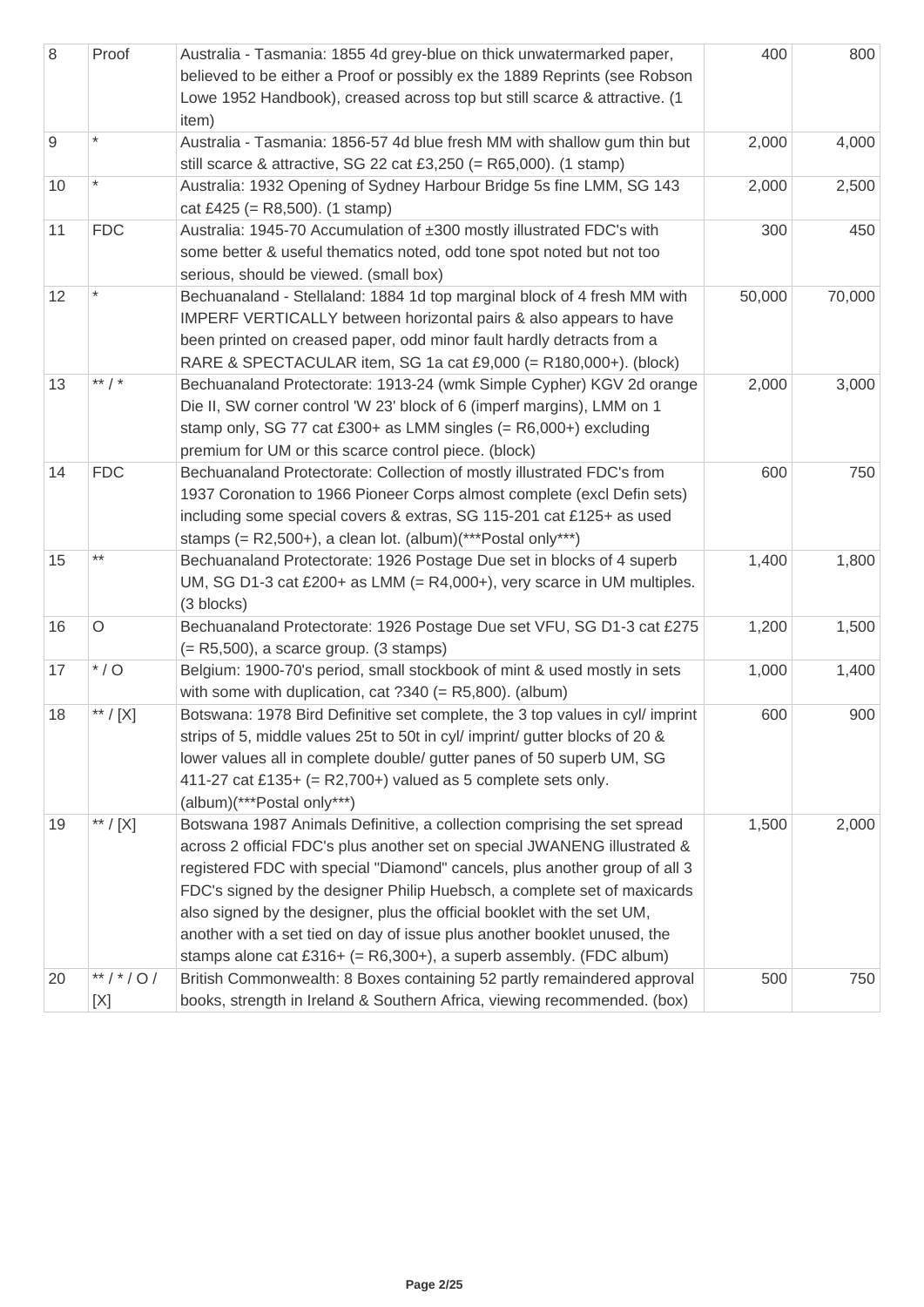| 8 | Proof | Australia - Tasmania: 1855 4d grey-blue on thick unwatermarked paper, believed to be either a Proof or possibly ex the 1889 Reprints (see Robson Lowe 1952 Handbook), creased across top but still scarce & attractive. (1 item) | 400 | 800 |
|---|---|---|---|---|
| 9 | * | Australia - Tasmania: 1856-57 4d blue fresh MM with shallow gum thin but still scarce & attractive, SG 22 cat £3,250 (= R65,000). (1 stamp) | 2,000 | 4,000 |
| 10 | * | Australia: 1932 Opening of Sydney Harbour Bridge 5s fine LMM, SG 143 cat £425 (= R8,500). (1 stamp) | 2,000 | 2,500 |
| 11 | FDC | Australia: 1945-70 Accumulation of ±300 mostly illustrated FDC's with some better & useful thematics noted, odd tone spot noted but not too serious, should be viewed. (small box) | 300 | 450 |
| 12 | * | Bechuanaland - Stellaland: 1884 1d top marginal block of 4 fresh MM with IMPERF VERTICALLY between horizontal pairs & also appears to have been printed on creased paper, odd minor fault hardly detracts from a RARE & SPECTACULAR item, SG 1a cat £9,000 (= R180,000+). (block) | 50,000 | 70,000 |
| 13 | ** / * | Bechuanaland Protectorate: 1913-24 (wmk Simple Cypher) KGV 2d orange Die II, SW corner control 'W 23' block of 6 (imperf margins), LMM on 1 stamp only, SG 77 cat £300+ as LMM singles (= R6,000+) excluding premium for UM or this scarce control piece. (block) | 2,000 | 3,000 |
| 14 | FDC | Bechuanaland Protectorate: Collection of mostly illustrated FDC's from 1937 Coronation to 1966 Pioneer Corps almost complete (excl Defin sets) including some special covers & extras, SG 115-201 cat £125+ as used stamps (= R2,500+), a clean lot. (album)(***Postal only***) | 600 | 750 |
| 15 | ** | Bechuanaland Protectorate: 1926 Postage Due set in blocks of 4 superb UM, SG D1-3 cat £200+ as LMM (= R4,000+), very scarce in UM multiples. (3 blocks) | 1,400 | 1,800 |
| 16 | O | Bechuanaland Protectorate: 1926 Postage Due set VFU, SG D1-3 cat £275 (= R5,500), a scarce group. (3 stamps) | 1,200 | 1,500 |
| 17 | * / O | Belgium: 1900-70's period, small stockbook of mint & used mostly in sets with some with duplication, cat ?340 (= R5,800). (album) | 1,000 | 1,400 |
| 18 | ** / [X] | Botswana: 1978 Bird Definitive set complete, the 3 top values in cyl/ imprint strips of 5, middle values 25t to 50t in cyl/ imprint/ gutter blocks of 20 & lower values all in complete double/ gutter panes of 50 superb UM, SG 411-27 cat £135+ (= R2,700+) valued as 5 complete sets only. (album)(***Postal only***) | 600 | 900 |
| 19 | ** / [X] | Botswana 1987 Animals Definitive, a collection comprising the set spread across 2 official FDC's plus another set on special JWANENG illustrated & registered FDC with special "Diamond" cancels, plus another group of all 3 FDC's signed by the designer Philip Huebsch, a complete set of maxicards also signed by the designer, plus the official booklet with the set UM, another with a set tied on day of issue plus another booklet unused, the stamps alone cat £316+ (= R6,300+), a superb assembly. (FDC album) | 1,500 | 2,000 |
| 20 | ** / * / O / [X] | British Commonwealth: 8 Boxes containing 52 partly remaindered approval books, strength in Ireland & Southern Africa, viewing recommended. (box) | 500 | 750 |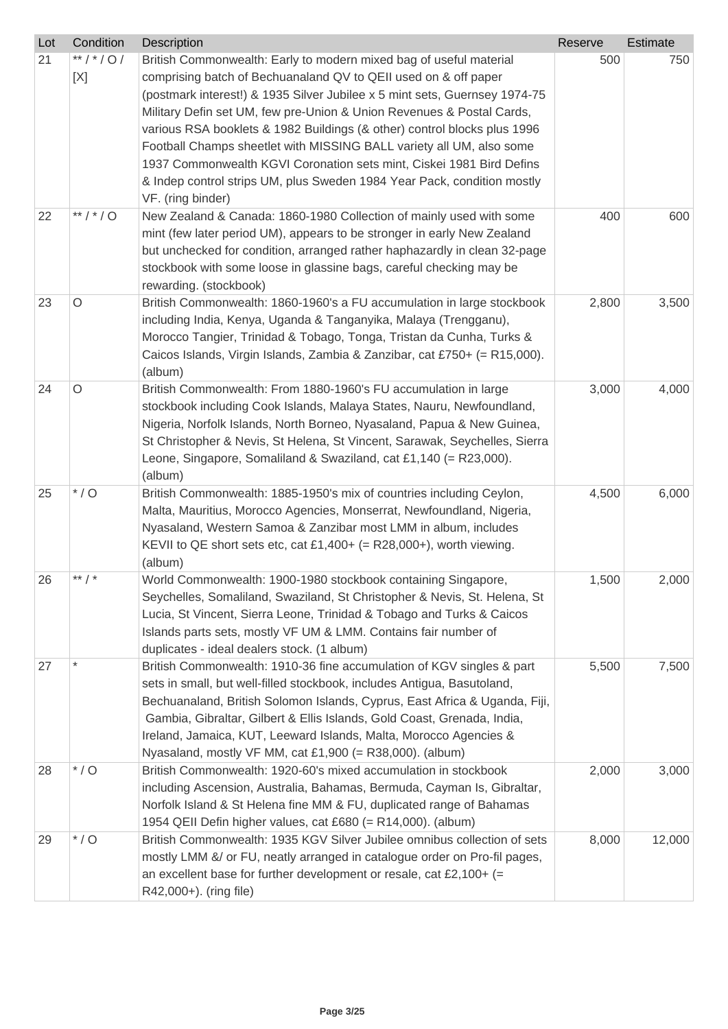| Lot | Condition | Description | Reserve | Estimate |
|---|---|---|---|---|
| 21 | ** / * / O / [X] | British Commonwealth: Early to modern mixed bag of useful material comprising batch of Bechuanaland QV to QEII used on & off paper (postmark interest!) & 1935 Silver Jubilee x 5 mint sets, Guernsey 1974-75 Military Defin set UM, few pre-Union & Union Revenues & Postal Cards, various RSA booklets & 1982 Buildings (& other) control blocks plus 1996 Football Champs sheetlet with MISSING BALL variety all UM, also some 1937 Commonwealth KGVI Coronation sets mint, Ciskei 1981 Bird Defins & Indep control strips UM, plus Sweden 1984 Year Pack, condition mostly VF. (ring binder) | 500 | 750 |
| 22 | ** / * / O | New Zealand & Canada: 1860-1980 Collection of mainly used with some mint (few later period UM), appears to be stronger in early New Zealand but unchecked for condition, arranged rather haphazardly in clean 32-page stockbook with some loose in glassine bags, careful checking may be rewarding. (stockbook) | 400 | 600 |
| 23 | O | British Commonwealth: 1860-1960's a FU accumulation in large stockbook including India, Kenya, Uganda & Tanganyika, Malaya (Trengganu), Morocco Tangier, Trinidad & Tobago, Tonga, Tristan da Cunha, Turks & Caicos Islands, Virgin Islands, Zambia & Zanzibar, cat £750+ (= R15,000). (album) | 2,800 | 3,500 |
| 24 | O | British Commonwealth: From 1880-1960's FU accumulation in large stockbook including Cook Islands, Malaya States, Nauru, Newfoundland, Nigeria, Norfolk Islands, North Borneo, Nyasaland, Papua & New Guinea, St Christopher & Nevis, St Helena, St Vincent, Sarawak, Seychelles, Sierra Leone, Singapore, Somaliland & Swaziland, cat £1,140 (= R23,000). (album) | 3,000 | 4,000 |
| 25 | * / O | British Commonwealth: 1885-1950's mix of countries including Ceylon, Malta, Mauritius, Morocco Agencies, Monserrat, Newfoundland, Nigeria, Nyasaland, Western Samoa & Zanzibar most LMM in album, includes KEVII to QE short sets etc, cat £1,400+ (= R28,000+), worth viewing. (album) | 4,500 | 6,000 |
| 26 | ** / * | World Commonwealth: 1900-1980 stockbook containing Singapore, Seychelles, Somaliland, Swaziland, St Christopher & Nevis, St. Helena, St Lucia, St Vincent, Sierra Leone, Trinidad & Tobago and Turks & Caicos Islands parts sets, mostly VF UM & LMM. Contains fair number of duplicates - ideal dealers stock. (1 album) | 1,500 | 2,000 |
| 27 | * | British Commonwealth: 1910-36 fine accumulation of KGV singles & part sets in small, but well-filled stockbook, includes Antigua, Basutoland, Bechuanaland, British Solomon Islands, Cyprus, East Africa & Uganda, Fiji, Gambia, Gibraltar, Gilbert & Ellis Islands, Gold Coast, Grenada, India, Ireland, Jamaica, KUT, Leeward Islands, Malta, Morocco Agencies & Nyasaland, mostly VF MM, cat £1,900 (= R38,000). (album) | 5,500 | 7,500 |
| 28 | * / O | British Commonwealth: 1920-60's mixed accumulation in stockbook including Ascension, Australia, Bahamas, Bermuda, Cayman Is, Gibraltar, Norfolk Island & St Helena fine MM & FU, duplicated range of Bahamas 1954 QEII Defin higher values, cat £680 (= R14,000). (album) | 2,000 | 3,000 |
| 29 | * / O | British Commonwealth: 1935 KGV Silver Jubilee omnibus collection of sets mostly LMM &/ or FU, neatly arranged in catalogue order on Pro-fil pages, an excellent base for further development or resale, cat £2,100+ (= R42,000+). (ring file) | 8,000 | 12,000 |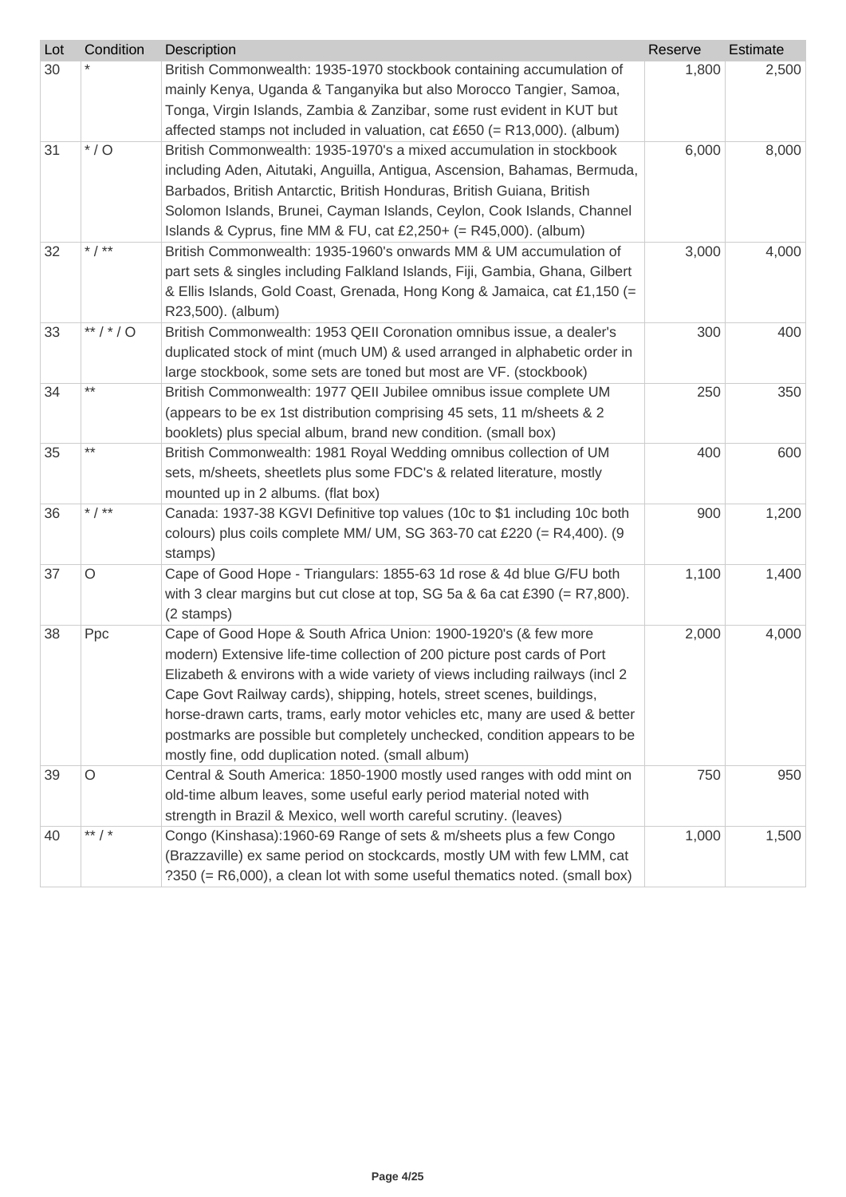| Lot | Condition | Description | Reserve | Estimate |
|---|---|---|---|---|
| 30 | * | British Commonwealth: 1935-1970 stockbook containing accumulation of mainly Kenya, Uganda & Tanganyika but also Morocco Tangier, Samoa, Tonga, Virgin Islands, Zambia & Zanzibar, some rust evident in KUT but affected stamps not included in valuation, cat £650 (= R13,000). (album) | 1,800 | 2,500 |
| 31 | * / O | British Commonwealth: 1935-1970's a mixed accumulation in stockbook including Aden, Aitutaki, Anguilla, Antigua, Ascension, Bahamas, Bermuda, Barbados, British Antarctic, British Honduras, British Guiana, British Solomon Islands, Brunei, Cayman Islands, Ceylon, Cook Islands, Channel Islands & Cyprus, fine MM & FU, cat £2,250+ (= R45,000). (album) | 6,000 | 8,000 |
| 32 | * / ** | British Commonwealth: 1935-1960's onwards MM & UM accumulation of part sets & singles including Falkland Islands, Fiji, Gambia, Ghana, Gilbert & Ellis Islands, Gold Coast, Grenada, Hong Kong & Jamaica, cat £1,150 (= R23,500). (album) | 3,000 | 4,000 |
| 33 | ** / * / O | British Commonwealth: 1953 QEII Coronation omnibus issue, a dealer's duplicated stock of mint (much UM) & used arranged in alphabetic order in large stockbook, some sets are toned but most are VF. (stockbook) | 300 | 400 |
| 34 | ** | British Commonwealth: 1977 QEII Jubilee omnibus issue complete UM (appears to be ex 1st distribution comprising 45 sets, 11 m/sheets & 2 booklets) plus special album, brand new condition. (small box) | 250 | 350 |
| 35 | ** | British Commonwealth: 1981 Royal Wedding omnibus collection of UM sets, m/sheets, sheetlets plus some FDC's & related literature, mostly mounted up in 2 albums. (flat box) | 400 | 600 |
| 36 | * / ** | Canada: 1937-38 KGVI Definitive top values (10c to $1 including 10c both colours) plus coils complete MM/ UM, SG 363-70 cat £220 (= R4,400). (9 stamps) | 900 | 1,200 |
| 37 | O | Cape of Good Hope - Triangulars: 1855-63 1d rose & 4d blue G/FU both with 3 clear margins but cut close at top, SG 5a & 6a cat £390 (= R7,800). (2 stamps) | 1,100 | 1,400 |
| 38 | Ppc | Cape of Good Hope & South Africa Union: 1900-1920's (& few more modern) Extensive life-time collection of 200 picture post cards of Port Elizabeth & environs with a wide variety of views including railways (incl 2 Cape Govt Railway cards), shipping, hotels, street scenes, buildings, horse-drawn carts, trams, early motor vehicles etc, many are used & better postmarks are possible but completely unchecked, condition appears to be mostly fine, odd duplication noted. (small album) | 2,000 | 4,000 |
| 39 | O | Central & South America: 1850-1900 mostly used ranges with odd mint on old-time album leaves, some useful early period material noted with strength in Brazil & Mexico, well worth careful scrutiny. (leaves) | 750 | 950 |
| 40 | ** / * | Congo (Kinshasa):1960-69 Range of sets & m/sheets plus a few Congo (Brazzaville) ex same period on stockcards, mostly UM with few LMM, cat ?350 (= R6,000), a clean lot with some useful thematics noted. (small box) | 1,000 | 1,500 |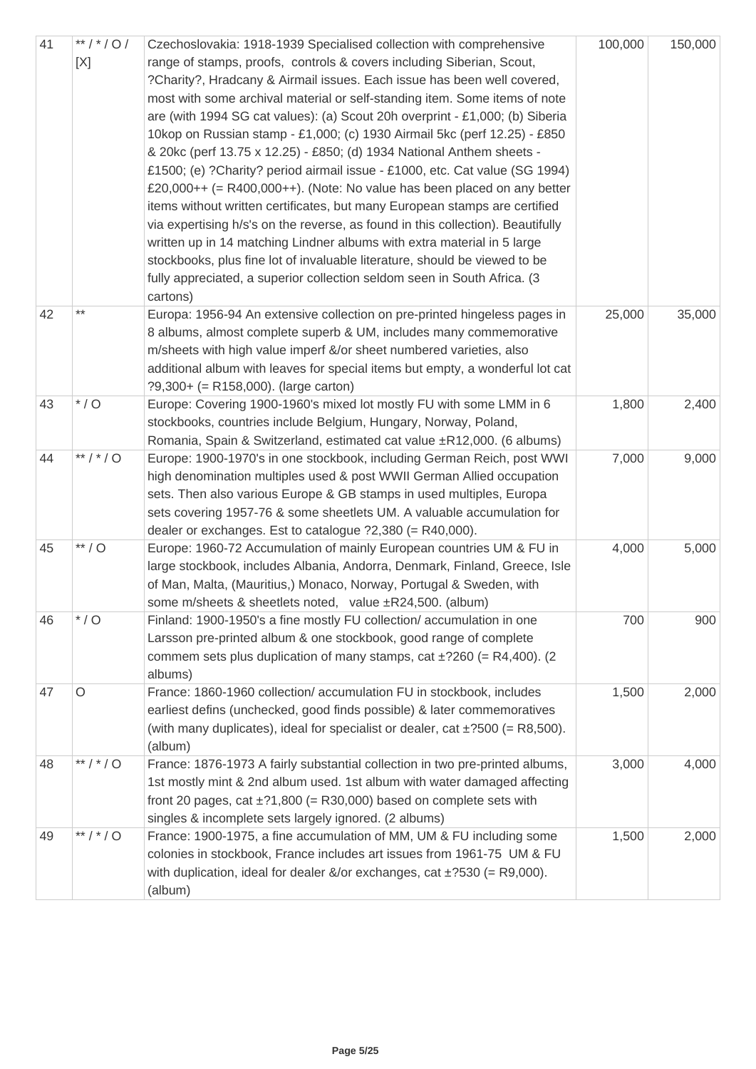| 41 | ** / * / O / [X] | Czechoslovakia: 1918-1939 Specialised collection with comprehensive range of stamps, proofs, controls & covers including Siberian, Scout, ?Charity?, Hradcany & Airmail issues. Each issue has been well covered, most with some archival material or self-standing item. Some items of note are (with 1994 SG cat values): (a) Scout 20h overprint - £1,000; (b) Siberia 10kop on Russian stamp - £1,000; (c) 1930 Airmail 5kc (perf 12.25) - £850 & 20kc (perf 13.75 x 12.25) - £850; (d) 1934 National Anthem sheets - £1500; (e) ?Charity? period airmail issue - £1000, etc. Cat value (SG 1994) £20,000++ (= R400,000++). (Note: No value has been placed on any better items without written certificates, but many European stamps are certified via expertising h/s's on the reverse, as found in this collection). Beautifully written up in 14 matching Lindner albums with extra material in 5 large stockbooks, plus fine lot of invaluable literature, should be viewed to be fully appreciated, a superior collection seldom seen in South Africa. (3 cartons) | 100,000 | 150,000 |
|---|---|---|---|---|
| 42 | ** | Europa: 1956-94 An extensive collection on pre-printed hingeless pages in 8 albums, almost complete superb & UM, includes many commemorative m/sheets with high value imperf &/or sheet numbered varieties, also additional album with leaves for special items but empty, a wonderful lot cat ?9,300+ (= R158,000). (large carton) | 25,000 | 35,000 |
| 43 | * / O | Europe: Covering 1900-1960's mixed lot mostly FU with some LMM in 6 stockbooks, countries include Belgium, Hungary, Norway, Poland, Romania, Spain & Switzerland, estimated cat value ±R12,000. (6 albums) | 1,800 | 2,400 |
| 44 | ** / * / O | Europe: 1900-1970's in one stockbook, including German Reich, post WWI high denomination multiples used & post WWII German Allied occupation sets. Then also various Europe & GB stamps in used multiples, Europa sets covering 1957-76 & some sheetlets UM. A valuable accumulation for dealer or exchanges. Est to catalogue ?2,380 (= R40,000). | 7,000 | 9,000 |
| 45 | ** / O | Europe: 1960-72 Accumulation of mainly European countries UM & FU in large stockbook, includes Albania, Andorra, Denmark, Finland, Greece, Isle of Man, Malta, (Mauritius,) Monaco, Norway, Portugal & Sweden, with some m/sheets & sheetlets noted, value ±R24,500. (album) | 4,000 | 5,000 |
| 46 | * / O | Finland: 1900-1950's a fine mostly FU collection/ accumulation in one Larsson pre-printed album & one stockbook, good range of complete commem sets plus duplication of many stamps, cat ±?260 (= R4,400). (2 albums) | 700 | 900 |
| 47 | O | France: 1860-1960 collection/ accumulation FU in stockbook, includes earliest defins (unchecked, good finds possible) & later commemoratives (with many duplicates), ideal for specialist or dealer, cat ±?500 (= R8,500). (album) | 1,500 | 2,000 |
| 48 | ** / * / O | France: 1876-1973 A fairly substantial collection in two pre-printed albums, 1st mostly mint & 2nd album used. 1st album with water damaged affecting front 20 pages, cat ±?1,800 (= R30,000) based on complete sets with singles & incomplete sets largely ignored. (2 albums) | 3,000 | 4,000 |
| 49 | ** / * / O | France: 1900-1975, a fine accumulation of MM, UM & FU including some colonies in stockbook, France includes art issues from 1961-75 UM & FU with duplication, ideal for dealer &/or exchanges, cat ±?530 (= R9,000). (album) | 1,500 | 2,000 |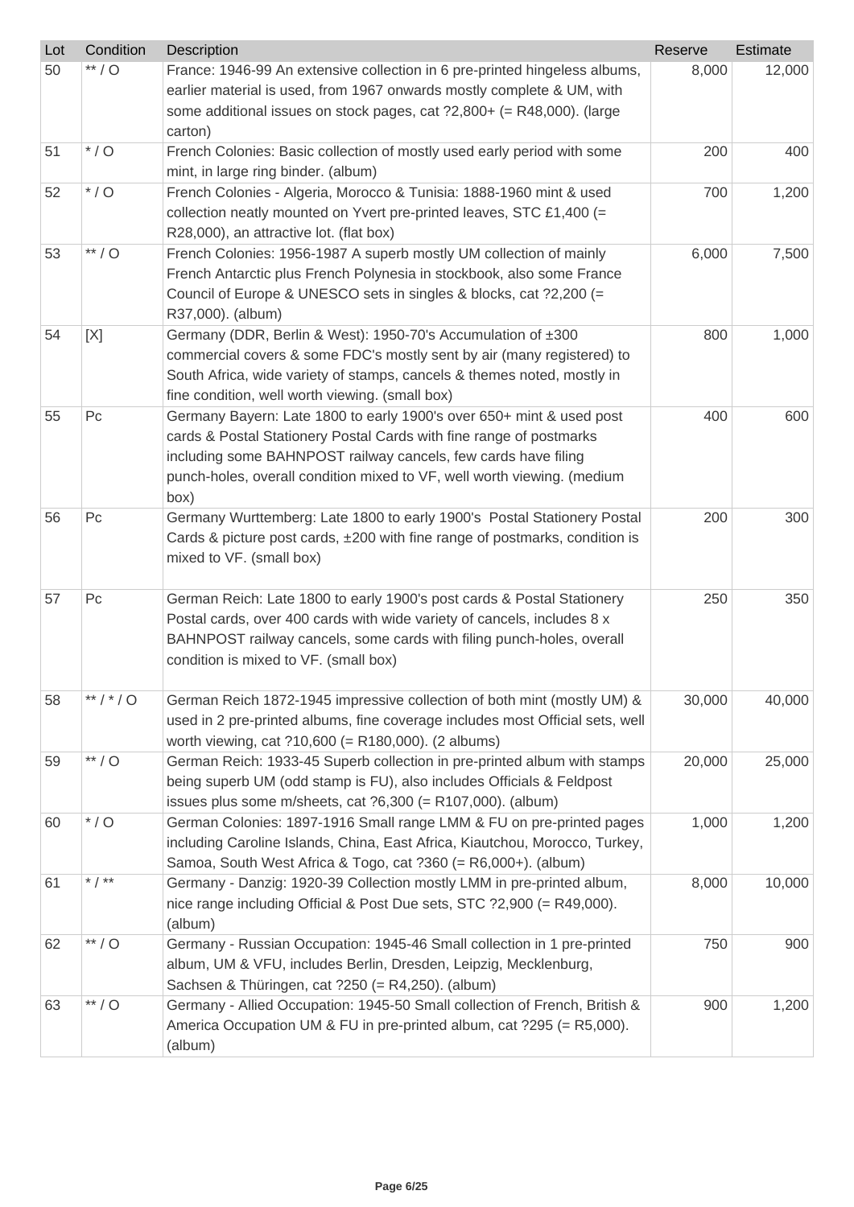| Lot | Condition | Description | Reserve | Estimate |
|---|---|---|---|---|
| 50 | ** / O | France: 1946-99 An extensive collection in 6 pre-printed hingeless albums, earlier material is used, from 1967 onwards mostly complete & UM, with some additional issues on stock pages, cat ?2,800+ (= R48,000). (large carton) | 8,000 | 12,000 |
| 51 | * / O | French Colonies: Basic collection of mostly used early period with some mint, in large ring binder. (album) | 200 | 400 |
| 52 | * / O | French Colonies - Algeria, Morocco & Tunisia: 1888-1960 mint & used collection neatly mounted on Yvert pre-printed leaves, STC £1,400 (= R28,000), an attractive lot. (flat box) | 700 | 1,200 |
| 53 | ** / O | French Colonies: 1956-1987 A superb mostly UM collection of mainly French Antarctic plus French Polynesia in stockbook, also some France Council of Europe & UNESCO sets in singles & blocks, cat ?2,200 (= R37,000). (album) | 6,000 | 7,500 |
| 54 | [X] | Germany (DDR, Berlin & West): 1950-70's Accumulation of ±300 commercial covers & some FDC's mostly sent by air (many registered) to South Africa, wide variety of stamps, cancels & themes noted, mostly in fine condition, well worth viewing. (small box) | 800 | 1,000 |
| 55 | Pc | Germany Bayern: Late 1800 to early 1900's over 650+ mint & used post cards & Postal Stationery Postal Cards with fine range of postmarks including some BAHNPOST railway cancels, few cards have filing punch-holes, overall condition mixed to VF, well worth viewing. (medium box) | 400 | 600 |
| 56 | Pc | Germany Wurttemberg: Late 1800 to early 1900's Postal Stationery Postal Cards & picture post cards, ±200 with fine range of postmarks, condition is mixed to VF. (small box) | 200 | 300 |
| 57 | Pc | German Reich: Late 1800 to early 1900's post cards & Postal Stationery Postal cards, over 400 cards with wide variety of cancels, includes 8 x BAHNPOST railway cancels, some cards with filing punch-holes, overall condition is mixed to VF. (small box) | 250 | 350 |
| 58 | ** / * / O | German Reich 1872-1945 impressive collection of both mint (mostly UM) & used in 2 pre-printed albums, fine coverage includes most Official sets, well worth viewing, cat ?10,600 (= R180,000). (2 albums) | 30,000 | 40,000 |
| 59 | ** / O | German Reich: 1933-45 Superb collection in pre-printed album with stamps being superb UM (odd stamp is FU), also includes Officials & Feldpost issues plus some m/sheets, cat ?6,300 (= R107,000). (album) | 20,000 | 25,000 |
| 60 | * / O | German Colonies: 1897-1916 Small range LMM & FU on pre-printed pages including Caroline Islands, China, East Africa, Kiautchou, Morocco, Turkey, Samoa, South West Africa & Togo, cat ?360 (= R6,000+). (album) | 1,000 | 1,200 |
| 61 | * / ** | Germany - Danzig: 1920-39 Collection mostly LMM in pre-printed album, nice range including Official & Post Due sets, STC ?2,900 (= R49,000). (album) | 8,000 | 10,000 |
| 62 | ** / O | Germany - Russian Occupation: 1945-46 Small collection in 1 pre-printed album, UM & VFU, includes Berlin, Dresden, Leipzig, Mecklenburg, Sachsen & Thüringen, cat ?250 (= R4,250). (album) | 750 | 900 |
| 63 | ** / O | Germany - Allied Occupation: 1945-50 Small collection of French, British & America Occupation UM & FU in pre-printed album, cat ?295 (= R5,000). (album) | 900 | 1,200 |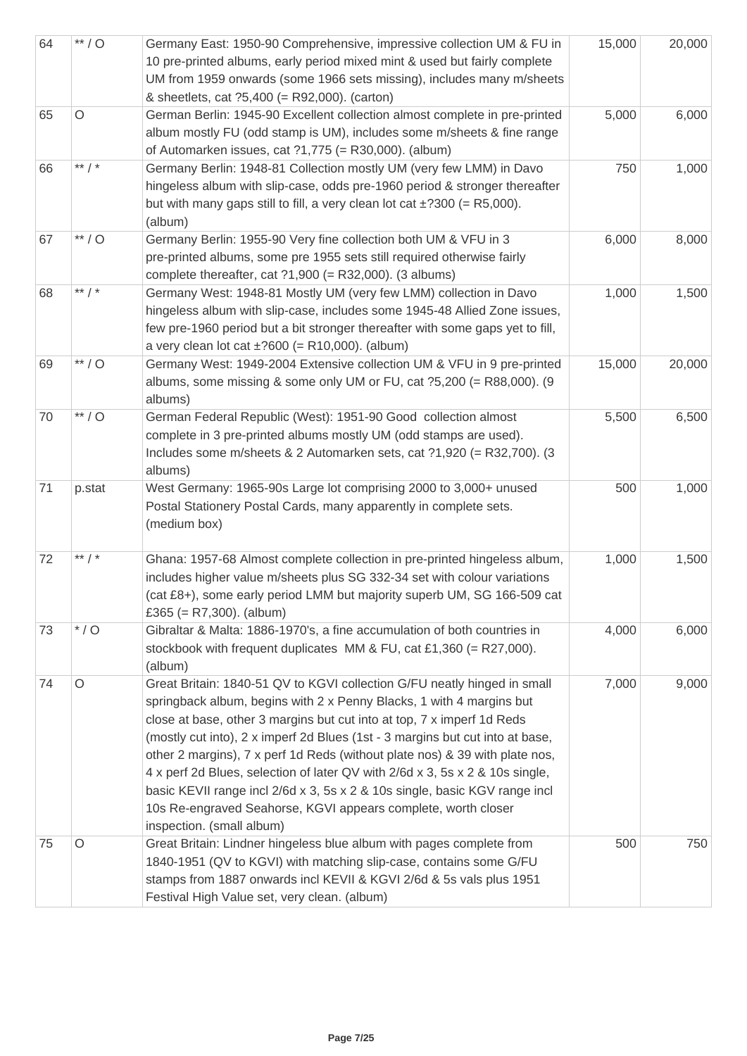| 64 | ** / O | Germany East: 1950-90 Comprehensive, impressive collection UM & FU in 10 pre-printed albums, early period mixed mint & used but fairly complete UM from 1959 onwards (some 1966 sets missing), includes many m/sheets & sheetlets, cat ?5,400 (= R92,000). (carton) | 15,000 | 20,000 |
|---|---|---|---|---|
| 65 | O | German Berlin: 1945-90 Excellent collection almost complete in pre-printed album mostly FU (odd stamp is UM), includes some m/sheets & fine range of Automarken issues, cat ?1,775 (= R30,000). (album) | 5,000 | 6,000 |
| 66 | ** / * | Germany Berlin: 1948-81 Collection mostly UM (very few LMM) in Davo hingeless album with slip-case, odds pre-1960 period & stronger thereafter but with many gaps still to fill, a very clean lot cat ±?300 (= R5,000). (album) | 750 | 1,000 |
| 67 | ** / O | Germany Berlin: 1955-90 Very fine collection both UM & VFU in 3 pre-printed albums, some pre 1955 sets still required otherwise fairly complete thereafter, cat ?1,900 (= R32,000). (3 albums) | 6,000 | 8,000 |
| 68 | ** / * | Germany West: 1948-81 Mostly UM (very few LMM) collection in Davo hingeless album with slip-case, includes some 1945-48 Allied Zone issues, few pre-1960 period but a bit stronger thereafter with some gaps yet to fill, a very clean lot cat ±?600 (= R10,000). (album) | 1,000 | 1,500 |
| 69 | ** / O | Germany West: 1949-2004 Extensive collection UM & VFU in 9 pre-printed albums, some missing & some only UM or FU, cat ?5,200 (= R88,000). (9 albums) | 15,000 | 20,000 |
| 70 | ** / O | German Federal Republic (West): 1951-90 Good collection almost complete in 3 pre-printed albums mostly UM (odd stamps are used). Includes some m/sheets & 2 Automarken sets, cat ?1,920 (= R32,700). (3 albums) | 5,500 | 6,500 |
| 71 | p.stat | West Germany: 1965-90s Large lot comprising 2000 to 3,000+ unused Postal Stationery Postal Cards, many apparently in complete sets. (medium box) | 500 | 1,000 |
| 72 | ** / * | Ghana: 1957-68 Almost complete collection in pre-printed hingeless album, includes higher value m/sheets plus SG 332-34 set with colour variations (cat £8+), some early period LMM but majority superb UM, SG 166-509 cat £365 (= R7,300). (album) | 1,000 | 1,500 |
| 73 | * / O | Gibraltar & Malta: 1886-1970's, a fine accumulation of both countries in stockbook with frequent duplicates MM & FU, cat £1,360 (= R27,000). (album) | 4,000 | 6,000 |
| 74 | O | Great Britain: 1840-51 QV to KGVI collection G/FU neatly hinged in small springback album, begins with 2 x Penny Blacks, 1 with 4 margins but close at base, other 3 margins but cut into at top, 7 x imperf 1d Reds (mostly cut into), 2 x imperf 2d Blues (1st - 3 margins but cut into at base, other 2 margins), 7 x perf 1d Reds (without plate nos) & 39 with plate nos, 4 x perf 2d Blues, selection of later QV with 2/6d x 3, 5s x 2 & 10s single, basic KEVII range incl 2/6d x 3, 5s x 2 & 10s single, basic KGV range incl 10s Re-engraved Seahorse, KGVI appears complete, worth closer inspection. (small album) | 7,000 | 9,000 |
| 75 | O | Great Britain: Lindner hingeless blue album with pages complete from 1840-1951 (QV to KGVI) with matching slip-case, contains some G/FU stamps from 1887 onwards incl KEVII & KGVI 2/6d & 5s vals plus 1951 Festival High Value set, very clean. (album) | 500 | 750 |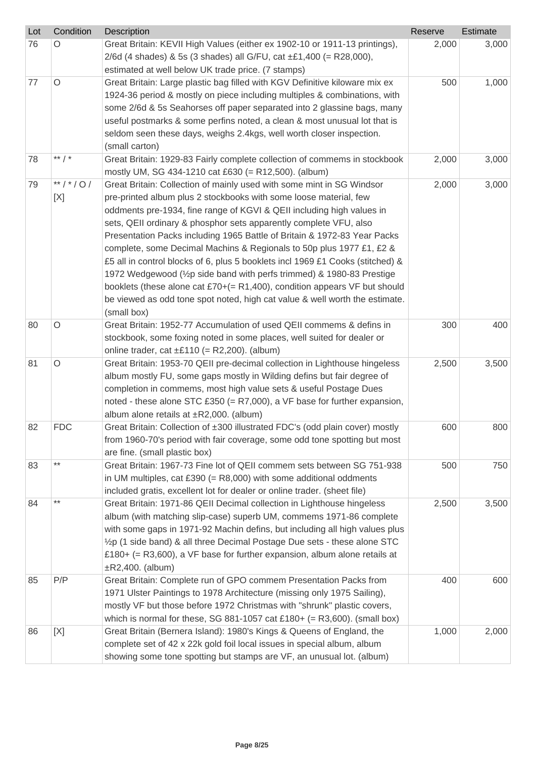| Lot | Condition | Description | Reserve | Estimate |
|---|---|---|---|---|
| 76 | O | Great Britain: KEVII High Values (either ex 1902-10 or 1911-13 printings), 2/6d (4 shades) & 5s (3 shades) all G/FU, cat ±£1,400 (= R28,000), estimated at well below UK trade price. (7 stamps) | 2,000 | 3,000 |
| 77 | O | Great Britain: Large plastic bag filled with KGV Definitive kiloware mix ex 1924-36 period & mostly on piece including multiples & combinations, with some 2/6d & 5s Seahorses off paper separated into 2 glassine bags, many useful postmarks & some perfins noted, a clean & most unusual lot that is seldom seen these days, weighs 2.4kgs, well worth closer inspection. (small carton) | 500 | 1,000 |
| 78 | ** / * | Great Britain: 1929-83 Fairly complete collection of commems in stockbook mostly UM, SG 434-1210 cat £630 (= R12,500). (album) | 2,000 | 3,000 |
| 79 | ** / * / O / [X] | Great Britain: Collection of mainly used with some mint in SG Windsor pre-printed album plus 2 stockbooks with some loose material, few oddments pre-1934, fine range of KGVI & QEII including high values in sets, QEII ordinary & phosphor sets apparently complete VFU, also Presentation Packs including 1965 Battle of Britain & 1972-83 Year Packs complete, some Decimal Machins & Regionals to 50p plus 1977 £1, £2 & £5 all in control blocks of 6, plus 5 booklets incl 1969 £1 Cooks (stitched) & 1972 Wedgewood (½p side band with perfs trimmed) & 1980-83 Prestige booklets (these alone cat £70+(= R1,400), condition appears VF but should be viewed as odd tone spot noted, high cat value & well worth the estimate. (small box) | 2,000 | 3,000 |
| 80 | O | Great Britain: 1952-77 Accumulation of used QEII commems & defins in stockbook, some foxing noted in some places, well suited for dealer or online trader, cat ±£110 (= R2,200). (album) | 300 | 400 |
| 81 | O | Great Britain: 1953-70 QEII pre-decimal collection in Lighthouse hingeless album mostly FU, some gaps mostly in Wilding defins but fair degree of completion in commems, most high value sets & useful Postage Dues noted - these alone STC £350 (= R7,000), a VF base for further expansion, album alone retails at ±R2,000. (album) | 2,500 | 3,500 |
| 82 | FDC | Great Britain: Collection of ±300 illustrated FDC's (odd plain cover) mostly from 1960-70's period with fair coverage, some odd tone spotting but most are fine. (small plastic box) | 600 | 800 |
| 83 | ** | Great Britain: 1967-73 Fine lot of QEII commem sets between SG 751-938 in UM multiples, cat £390 (= R8,000) with some additional oddments included gratis, excellent lot for dealer or online trader. (sheet file) | 500 | 750 |
| 84 | ** | Great Britain: 1971-86 QEII Decimal collection in Lighthouse hingeless album (with matching slip-case) superb UM, commems 1971-86 complete with some gaps in 1971-92 Machin defins, but including all high values plus ½p (1 side band) & all three Decimal Postage Due sets - these alone STC £180+ (= R3,600), a VF base for further expansion, album alone retails at ±R2,400. (album) | 2,500 | 3,500 |
| 85 | P/P | Great Britain: Complete run of GPO commem Presentation Packs from 1971 Ulster Paintings to 1978 Architecture (missing only 1975 Sailing), mostly VF but those before 1972 Christmas with "shrunk" plastic covers, which is normal for these, SG 881-1057 cat £180+ (= R3,600). (small box) | 400 | 600 |
| 86 | [X] | Great Britain (Bernera Island): 1980's Kings & Queens of England, the complete set of 42 x 22k gold foil local issues in special album, album showing some tone spotting but stamps are VF, an unusual lot. (album) | 1,000 | 2,000 |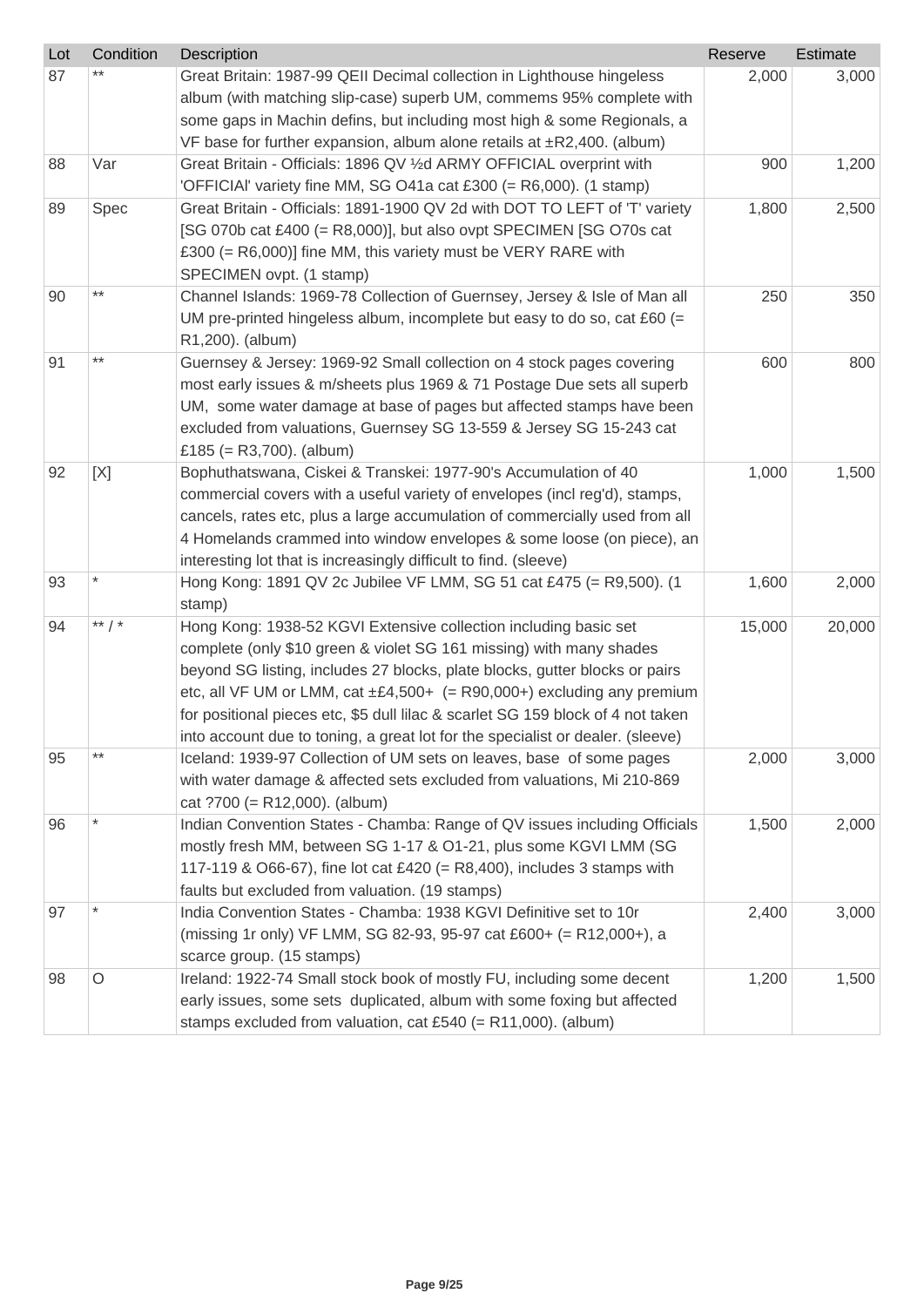| Lot | Condition | Description | Reserve | Estimate |
|---|---|---|---|---|
| 87 | ** | Great Britain: 1987-99 QEII Decimal collection in Lighthouse hingeless album (with matching slip-case) superb UM, commems 95% complete with some gaps in Machin defins, but including most high & some Regionals, a VF base for further expansion, album alone retails at ±R2,400. (album) | 2,000 | 3,000 |
| 88 | Var | Great Britain - Officials: 1896 QV ½d ARMY OFFICIAL overprint with 'OFFICIAl' variety fine MM, SG O41a cat £300 (= R6,000). (1 stamp) | 900 | 1,200 |
| 89 | Spec | Great Britain - Officials: 1891-1900 QV 2d with DOT TO LEFT of 'T' variety [SG 070b cat £400 (= R8,000)], but also ovpt SPECIMEN [SG O70s cat £300 (= R6,000)] fine MM, this variety must be VERY RARE with SPECIMEN ovpt. (1 stamp) | 1,800 | 2,500 |
| 90 | ** | Channel Islands: 1969-78 Collection of Guernsey, Jersey & Isle of Man all UM pre-printed hingeless album, incomplete but easy to do so, cat £60 (= R1,200). (album) | 250 | 350 |
| 91 | ** | Guernsey & Jersey: 1969-92 Small collection on 4 stock pages covering most early issues & m/sheets plus 1969 & 71 Postage Due sets all superb UM, some water damage at base of pages but affected stamps have been excluded from valuations, Guernsey SG 13-559 & Jersey SG 15-243 cat £185 (= R3,700). (album) | 600 | 800 |
| 92 | [X] | Bophuthatswana, Ciskei & Transkei: 1977-90's Accumulation of 40 commercial covers with a useful variety of envelopes (incl reg'd), stamps, cancels, rates etc, plus a large accumulation of commercially used from all 4 Homelands crammed into window envelopes & some loose (on piece), an interesting lot that is increasingly difficult to find. (sleeve) | 1,000 | 1,500 |
| 93 | * | Hong Kong: 1891 QV 2c Jubilee VF LMM, SG 51 cat £475 (= R9,500). (1 stamp) | 1,600 | 2,000 |
| 94 | ** / * | Hong Kong: 1938-52 KGVI Extensive collection including basic set complete (only $10 green & violet SG 161 missing) with many shades beyond SG listing, includes 27 blocks, plate blocks, gutter blocks or pairs etc, all VF UM or LMM, cat ±£4,500+ (= R90,000+) excluding any premium for positional pieces etc, $5 dull lilac & scarlet SG 159 block of 4 not taken into account due to toning, a great lot for the specialist or dealer. (sleeve) | 15,000 | 20,000 |
| 95 | ** | Iceland: 1939-97 Collection of UM sets on leaves, base of some pages with water damage & affected sets excluded from valuations, Mi 210-869 cat ?700 (= R12,000). (album) | 2,000 | 3,000 |
| 96 | * | Indian Convention States - Chamba: Range of QV issues including Officials mostly fresh MM, between SG 1-17 & O1-21, plus some KGVI LMM (SG 117-119 & O66-67), fine lot cat £420 (= R8,400), includes 3 stamps with faults but excluded from valuation. (19 stamps) | 1,500 | 2,000 |
| 97 | * | India Convention States - Chamba: 1938 KGVI Definitive set to 10r (missing 1r only) VF LMM, SG 82-93, 95-97 cat £600+ (= R12,000+), a scarce group. (15 stamps) | 2,400 | 3,000 |
| 98 | O | Ireland: 1922-74 Small stock book of mostly FU, including some decent early issues, some sets duplicated, album with some foxing but affected stamps excluded from valuation, cat £540 (= R11,000). (album) | 1,200 | 1,500 |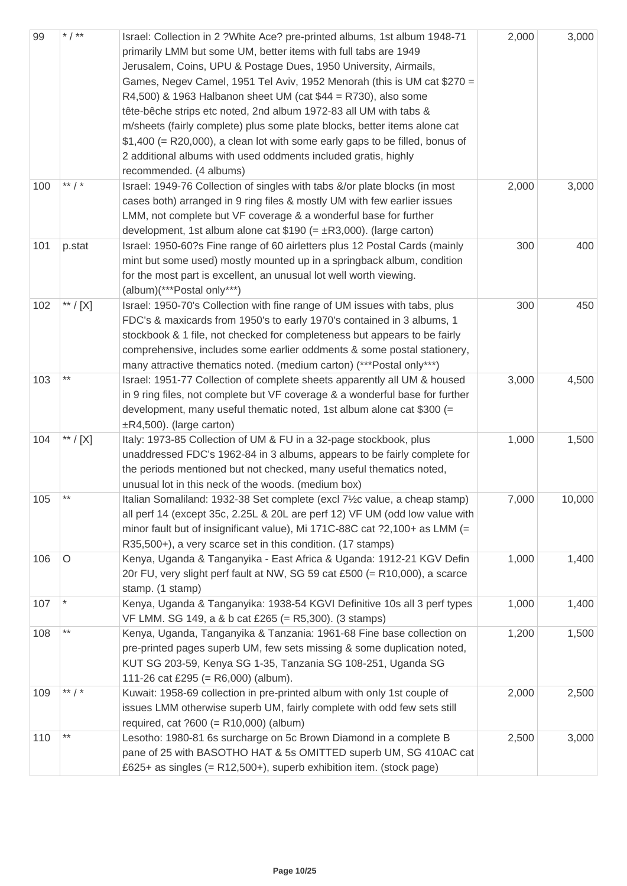| | | | | |
|---|---|---|---|---|
| 99 | * / ** | Israel: Collection in 2 ?White Ace? pre-printed albums, 1st album 1948-71 primarily LMM but some UM, better items with full tabs are 1949 Jerusalem, Coins, UPU & Postage Dues, 1950 University, Airmails, Games, Negev Camel, 1951 Tel Aviv, 1952 Menorah (this is UM cat $270 = R4,500) & 1963 Halbanon sheet UM (cat $44 = R730), also some tête-bêche strips etc noted, 2nd album 1972-83 all UM with tabs & m/sheets (fairly complete) plus some plate blocks, better items alone cat $1,400 (= R20,000), a clean lot with some early gaps to be filled, bonus of 2 additional albums with used oddments included gratis, highly recommended. (4 albums) | 2,000 | 3,000 |
| 100 | ** / * | Israel: 1949-76 Collection of singles with tabs &/or plate blocks (in most cases both) arranged in 9 ring files & mostly UM with few earlier issues LMM, not complete but VF coverage & a wonderful base for further development, 1st album alone cat $190 (= ±R3,000). (large carton) | 2,000 | 3,000 |
| 101 | p.stat | Israel: 1950-60?s Fine range of 60 airletters plus 12 Postal Cards (mainly mint but some used) mostly mounted up in a springback album, condition for the most part is excellent, an unusual lot well worth viewing. (album)(***Postal only***) | 300 | 400 |
| 102 | ** / [X] | Israel: 1950-70's Collection with fine range of UM issues with tabs, plus FDC's & maxicards from 1950's to early 1970's contained in 3 albums, 1 stockbook & 1 file, not checked for completeness but appears to be fairly comprehensive, includes some earlier oddments & some postal stationery, many attractive thematics noted. (medium carton) (***Postal only***) | 300 | 450 |
| 103 | ** | Israel: 1951-77 Collection of complete sheets apparently all UM & housed in 9 ring files, not complete but VF coverage & a wonderful base for further development, many useful thematic noted, 1st album alone cat $300 (= ±R4,500). (large carton) | 3,000 | 4,500 |
| 104 | ** / [X] | Italy: 1973-85 Collection of UM & FU in a 32-page stockbook, plus unaddressed FDC's 1962-84 in 3 albums, appears to be fairly complete for the periods mentioned but not checked, many useful thematics noted, unusual lot in this neck of the woods. (medium box) | 1,000 | 1,500 |
| 105 | ** | Italian Somaliland: 1932-38 Set complete (excl 7½c value, a cheap stamp) all perf 14 (except 35c, 2.25L & 20L are perf 12) VF UM (odd low value with minor fault but of insignificant value), Mi 171C-88C cat ?2,100+ as LMM (= R35,500+), a very scarce set in this condition. (17 stamps) | 7,000 | 10,000 |
| 106 | O | Kenya, Uganda & Tanganyika - East Africa & Uganda: 1912-21 KGV Defin 20r FU, very slight perf fault at NW, SG 59 cat £500 (= R10,000), a scarce stamp. (1 stamp) | 1,000 | 1,400 |
| 107 | * | Kenya, Uganda & Tanganyika: 1938-54 KGVI Definitive 10s all 3 perf types VF LMM. SG 149, a & b cat £265 (= R5,300). (3 stamps) | 1,000 | 1,400 |
| 108 | ** | Kenya, Uganda, Tanganyika & Tanzania: 1961-68 Fine base collection on pre-printed pages superb UM, few sets missing & some duplication noted, KUT SG 203-59, Kenya SG 1-35, Tanzania SG 108-251, Uganda SG 111-26 cat £295 (= R6,000) (album). | 1,200 | 1,500 |
| 109 | ** / * | Kuwait: 1958-69 collection in pre-printed album with only 1st couple of issues LMM otherwise superb UM, fairly complete with odd few sets still required, cat ?600 (= R10,000) (album) | 2,000 | 2,500 |
| 110 | ** | Lesotho: 1980-81 6s surcharge on 5c Brown Diamond in a complete B pane of 25 with BASOTHO HAT & 5s OMITTED superb UM, SG 410AC cat £625+ as singles (= R12,500+), superb exhibition item. (stock page) | 2,500 | 3,000 |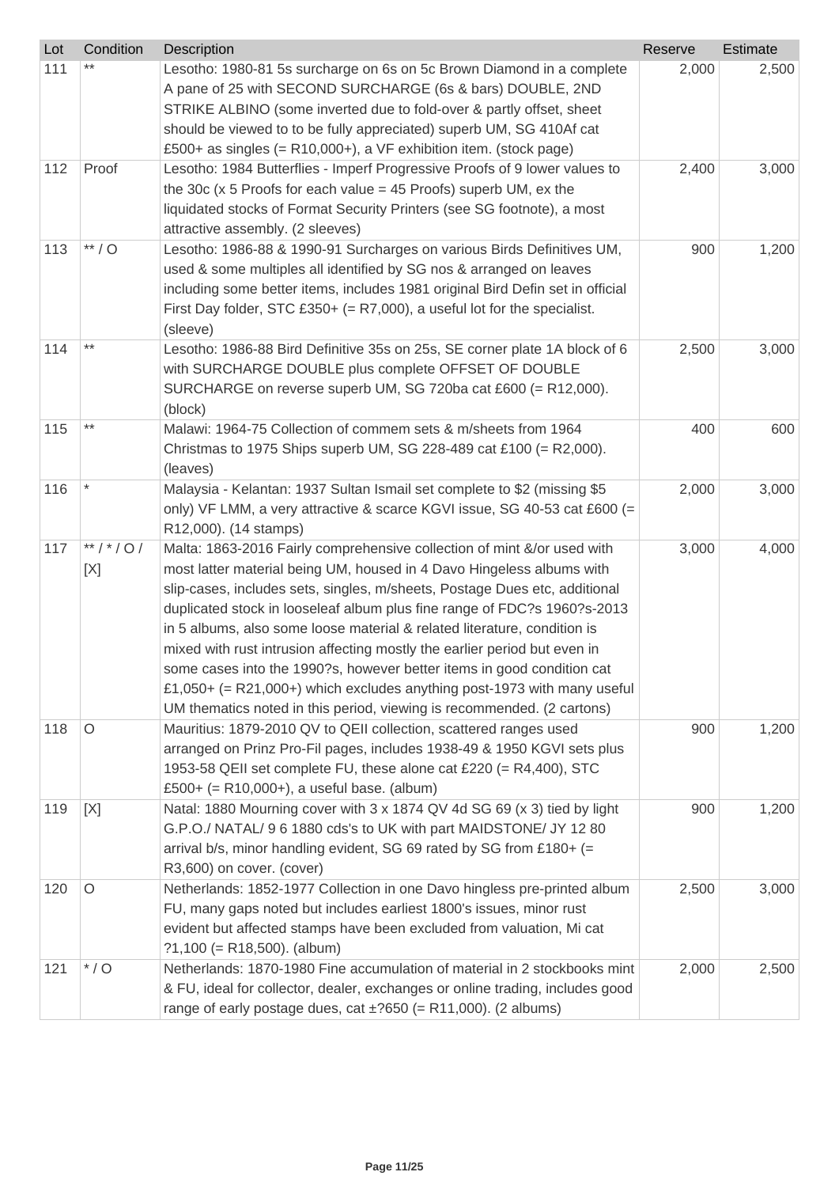| Lot | Condition | Description | Reserve | Estimate |
|---|---|---|---|---|
| 111 | ** | Lesotho: 1980-81 5s surcharge on 6s on 5c Brown Diamond in a complete A pane of 25 with SECOND SURCHARGE (6s & bars) DOUBLE, 2ND STRIKE ALBINO (some inverted due to fold-over & partly offset, sheet should be viewed to to be fully appreciated) superb UM, SG 410Af cat £500+ as singles (= R10,000+), a VF exhibition item. (stock page) | 2,000 | 2,500 |
| 112 | Proof | Lesotho: 1984 Butterflies - Imperf Progressive Proofs of 9 lower values to the 30c (x 5 Proofs for each value = 45 Proofs) superb UM, ex the liquidated stocks of Format Security Printers (see SG footnote), a most attractive assembly. (2 sleeves) | 2,400 | 3,000 |
| 113 | ** / O | Lesotho: 1986-88 & 1990-91 Surcharges on various Birds Definitives UM, used & some multiples all identified by SG nos & arranged on leaves including some better items, includes 1981 original Bird Defin set in official First Day folder, STC £350+ (= R7,000), a useful lot for the specialist. (sleeve) | 900 | 1,200 |
| 114 | ** | Lesotho: 1986-88 Bird Definitive 35s on 25s, SE corner plate 1A block of 6 with SURCHARGE DOUBLE plus complete OFFSET OF DOUBLE SURCHARGE on reverse superb UM, SG 720ba cat £600 (= R12,000). (block) | 2,500 | 3,000 |
| 115 | ** | Malawi: 1964-75 Collection of commem sets & m/sheets from 1964 Christmas to 1975 Ships superb UM, SG 228-489 cat £100 (= R2,000). (leaves) | 400 | 600 |
| 116 | * | Malaysia - Kelantan: 1937 Sultan Ismail set complete to $2 (missing $5 only) VF LMM, a very attractive & scarce KGVI issue, SG 40-53 cat £600 (= R12,000). (14 stamps) | 2,000 | 3,000 |
| 117 | ** / * / O / [X] | Malta: 1863-2016 Fairly comprehensive collection of mint &/or used with most latter material being UM, housed in 4 Davo Hingeless albums with slip-cases, includes sets, singles, m/sheets, Postage Dues etc, additional duplicated stock in looseleaf album plus fine range of FDC?s 1960?s-2013 in 5 albums, also some loose material & related literature, condition is mixed with rust intrusion affecting mostly the earlier period but even in some cases into the 1990?s, however better items in good condition cat £1,050+ (= R21,000+) which excludes anything post-1973 with many useful UM thematics noted in this period, viewing is recommended. (2 cartons) | 3,000 | 4,000 |
| 118 | O | Mauritius: 1879-2010 QV to QEII collection, scattered ranges used arranged on Prinz Pro-Fil pages, includes 1938-49 & 1950 KGVI sets plus 1953-58 QEII set complete FU, these alone cat £220 (= R4,400), STC £500+ (= R10,000+), a useful base. (album) | 900 | 1,200 |
| 119 | [X] | Natal: 1880 Mourning cover with 3 x 1874 QV 4d SG 69 (x 3) tied by light G.P.O./ NATAL/ 9 6 1880 cds's to UK with part MAIDSTONE/ JY 12 80 arrival b/s, minor handling evident, SG 69 rated by SG from £180+ (= R3,600) on cover. (cover) | 900 | 1,200 |
| 120 | O | Netherlands: 1852-1977 Collection in one Davo hingless pre-printed album FU, many gaps noted but includes earliest 1800's issues, minor rust evident but affected stamps have been excluded from valuation, Mi cat ?1,100 (= R18,500). (album) | 2,500 | 3,000 |
| 121 | * / O | Netherlands: 1870-1980 Fine accumulation of material in 2 stockbooks mint & FU, ideal for collector, dealer, exchanges or online trading, includes good range of early postage dues, cat ±?650 (= R11,000). (2 albums) | 2,000 | 2,500 |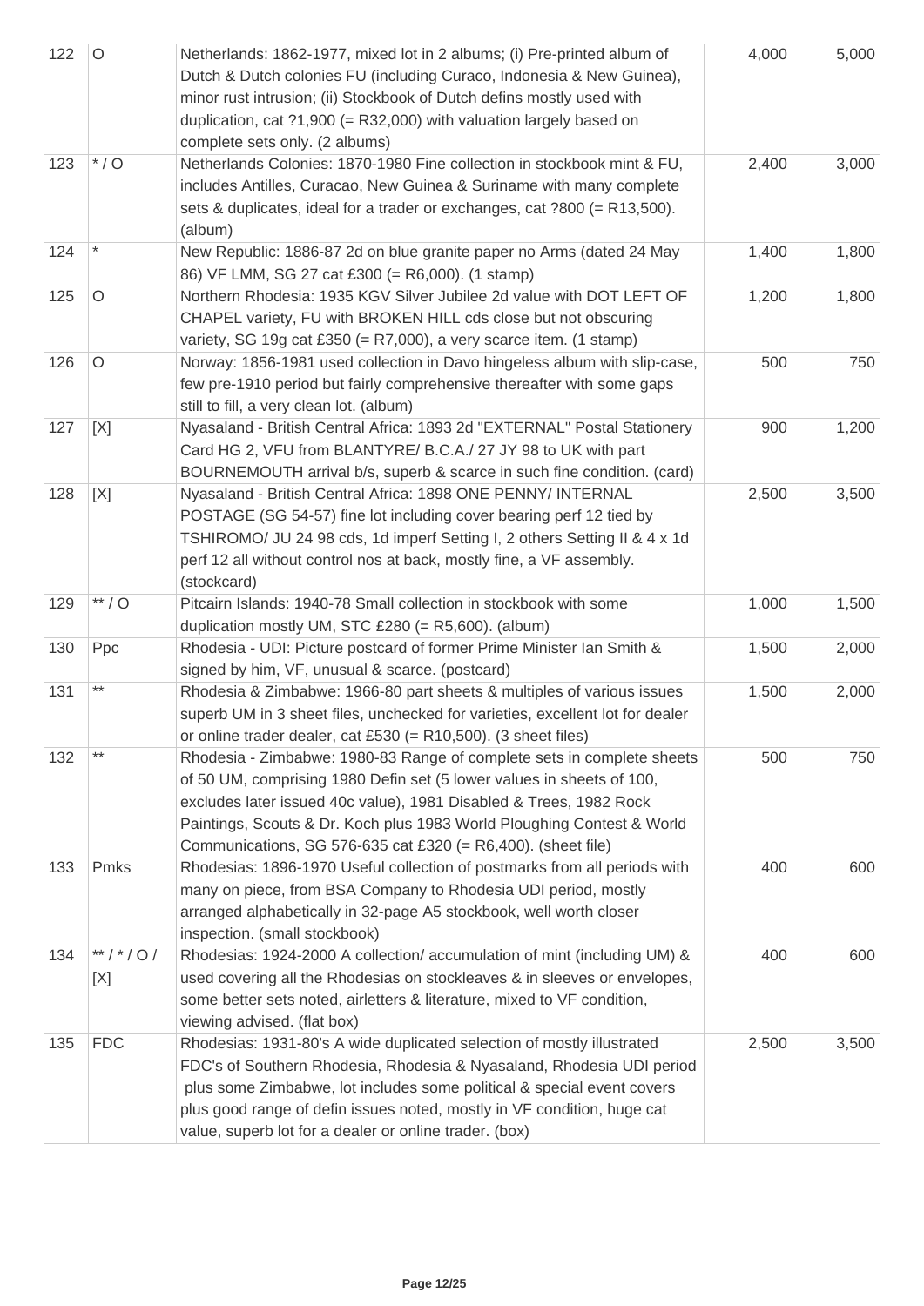| | | | | |
|---|---|---|---|---|
| 122 | O | Netherlands: 1862-1977, mixed lot in 2 albums; (i) Pre-printed album of Dutch & Dutch colonies FU (including Curaco, Indonesia & New Guinea), minor rust intrusion; (ii) Stockbook of Dutch defins mostly used with duplication, cat ?1,900 (= R32,000) with valuation largely based on complete sets only. (2 albums) | 4,000 | 5,000 |
| 123 | * / O | Netherlands Colonies: 1870-1980 Fine collection in stockbook mint & FU, includes Antilles, Curacao, New Guinea & Suriname with many complete sets & duplicates, ideal for a trader or exchanges, cat ?800 (= R13,500). (album) | 2,400 | 3,000 |
| 124 | * | New Republic: 1886-87 2d on blue granite paper no Arms (dated 24 May 86) VF LMM, SG 27 cat £300 (= R6,000). (1 stamp) | 1,400 | 1,800 |
| 125 | O | Northern Rhodesia: 1935 KGV Silver Jubilee 2d value with DOT LEFT OF CHAPEL variety, FU with BROKEN HILL cds close but not obscuring variety, SG 19g cat £350 (= R7,000), a very scarce item. (1 stamp) | 1,200 | 1,800 |
| 126 | O | Norway: 1856-1981 used collection in Davo hingeless album with slip-case, few pre-1910 period but fairly comprehensive thereafter with some gaps still to fill, a very clean lot. (album) | 500 | 750 |
| 127 | [X] | Nyasaland - British Central Africa: 1893 2d "EXTERNAL" Postal Stationery Card HG 2, VFU from BLANTYRE/ B.C.A./ 27 JY 98 to UK with part BOURNEMOUTH arrival b/s, superb & scarce in such fine condition. (card) | 900 | 1,200 |
| 128 | [X] | Nyasaland - British Central Africa: 1898 ONE PENNY/ INTERNAL POSTAGE (SG 54-57) fine lot including cover bearing perf 12 tied by TSHIROMO/ JU 24 98 cds, 1d imperf Setting I, 2 others Setting II & 4 x 1d perf 12 all without control nos at back, mostly fine, a VF assembly. (stockcard) | 2,500 | 3,500 |
| 129 | ** / O | Pitcairn Islands: 1940-78 Small collection in stockbook with some duplication mostly UM, STC £280 (= R5,600). (album) | 1,000 | 1,500 |
| 130 | Ppc | Rhodesia - UDI: Picture postcard of former Prime Minister Ian Smith & signed by him, VF, unusual & scarce. (postcard) | 1,500 | 2,000 |
| 131 | ** | Rhodesia & Zimbabwe: 1966-80 part sheets & multiples of various issues superb UM in 3 sheet files, unchecked for varieties, excellent lot for dealer or online trader dealer, cat £530 (= R10,500). (3 sheet files) | 1,500 | 2,000 |
| 132 | ** | Rhodesia - Zimbabwe: 1980-83 Range of complete sets in complete sheets of 50 UM, comprising 1980 Defin set (5 lower values in sheets of 100, excludes later issued 40c value), 1981 Disabled & Trees, 1982 Rock Paintings, Scouts & Dr. Koch plus 1983 World Ploughing Contest & World Communications, SG 576-635 cat £320 (= R6,400). (sheet file) | 500 | 750 |
| 133 | Pmks | Rhodesias: 1896-1970 Useful collection of postmarks from all periods with many on piece, from BSA Company to Rhodesia UDI period, mostly arranged alphabetically in 32-page A5 stockbook, well worth closer inspection. (small stockbook) | 400 | 600 |
| 134 | ** / * / O / [X] | Rhodesias: 1924-2000 A collection/ accumulation of mint (including UM) & used covering all the Rhodesias on stockleaves & in sleeves or envelopes, some better sets noted, airletters & literature, mixed to VF condition, viewing advised. (flat box) | 400 | 600 |
| 135 | FDC | Rhodesias: 1931-80's A wide duplicated selection of mostly illustrated FDC's of Southern Rhodesia, Rhodesia & Nyasaland, Rhodesia UDI period plus some Zimbabwe, lot includes some political & special event covers plus good range of defin issues noted, mostly in VF condition, huge cat value, superb lot for a dealer or online trader. (box) | 2,500 | 3,500 |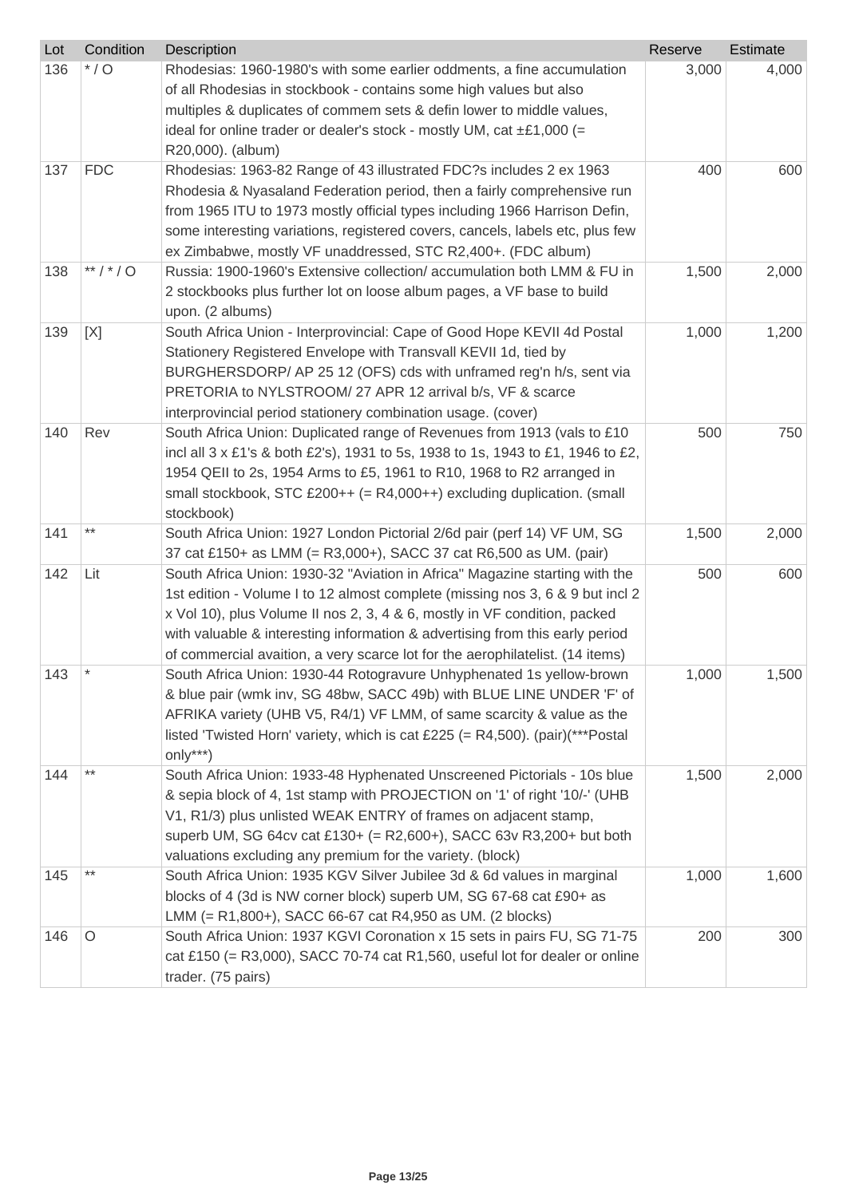| Lot | Condition | Description | Reserve | Estimate |
|---|---|---|---|---|
| 136 | * / O | Rhodesias: 1960-1980's with some earlier oddments, a fine accumulation of all Rhodesias in stockbook - contains some high values but also multiples & duplicates of commem sets & defin lower to middle values, ideal for online trader or dealer's stock - mostly UM, cat ±£1,000 (= R20,000). (album) | 3,000 | 4,000 |
| 137 | FDC | Rhodesias: 1963-82 Range of 43 illustrated FDC?s includes 2 ex 1963 Rhodesia & Nyasaland Federation period, then a fairly comprehensive run from 1965 ITU to 1973 mostly official types including 1966 Harrison Defin, some interesting variations, registered covers, cancels, labels etc, plus few ex Zimbabwe, mostly VF unaddressed, STC R2,400+. (FDC album) | 400 | 600 |
| 138 | ** / * / O | Russia: 1900-1960's Extensive collection/ accumulation both LMM & FU in 2 stockbooks plus further lot on loose album pages, a VF base to build upon. (2 albums) | 1,500 | 2,000 |
| 139 | [X] | South Africa Union - Interprovincial: Cape of Good Hope KEVII 4d Postal Stationery Registered Envelope with Transvall KEVII 1d, tied by BURGHERSDORP/ AP 25 12 (OFS) cds with unframed reg'n h/s, sent via PRETORIA to NYLSTROOM/ 27 APR 12 arrival b/s, VF & scarce interprovincial period stationery combination usage. (cover) | 1,000 | 1,200 |
| 140 | Rev | South Africa Union: Duplicated range of Revenues from 1913 (vals to £10 incl all 3 x £1's & both £2's), 1931 to 5s, 1938 to 1s, 1943 to £1, 1946 to £2, 1954 QEII to 2s, 1954 Arms to £5, 1961 to R10, 1968 to R2 arranged in small stockbook, STC £200++ (= R4,000++) excluding duplication. (small stockbook) | 500 | 750 |
| 141 | ** | South Africa Union: 1927 London Pictorial 2/6d pair (perf 14) VF UM, SG 37 cat £150+ as LMM (= R3,000+), SACC 37 cat R6,500 as UM. (pair) | 1,500 | 2,000 |
| 142 | Lit | South Africa Union: 1930-32 "Aviation in Africa" Magazine starting with the 1st edition - Volume I to 12 almost complete (missing nos 3, 6 & 9 but incl 2 x Vol 10), plus Volume II nos 2, 3, 4 & 6, mostly in VF condition, packed with valuable & interesting information & advertising from this early period of commercial avaition, a very scarce lot for the aerophilatelist. (14 items) | 500 | 600 |
| 143 | * | South Africa Union: 1930-44 Rotogravure Unhyphenated 1s yellow-brown & blue pair (wmk inv, SG 48bw, SACC 49b) with BLUE LINE UNDER 'F' of AFRIKA variety (UHB V5, R4/1) VF LMM, of same scarcity & value as the listed 'Twisted Horn' variety, which is cat £225 (= R4,500). (pair)(***Postal only***) | 1,000 | 1,500 |
| 144 | ** | South Africa Union: 1933-48 Hyphenated Unscreened Pictorials - 10s blue & sepia block of 4, 1st stamp with PROJECTION on '1' of right '10/-' (UHB V1, R1/3) plus unlisted WEAK ENTRY of frames on adjacent stamp, superb UM, SG 64cv cat £130+ (= R2,600+), SACC 63v R3,200+ but both valuations excluding any premium for the variety. (block) | 1,500 | 2,000 |
| 145 | ** | South Africa Union: 1935 KGV Silver Jubilee 3d & 6d values in marginal blocks of 4 (3d is NW corner block) superb UM, SG 67-68 cat £90+ as LMM (= R1,800+), SACC 66-67 cat R4,950 as UM. (2 blocks) | 1,000 | 1,600 |
| 146 | O | South Africa Union: 1937 KGVI Coronation x 15 sets in pairs FU, SG 71-75 cat £150 (= R3,000), SACC 70-74 cat R1,560, useful lot for dealer or online trader. (75 pairs) | 200 | 300 |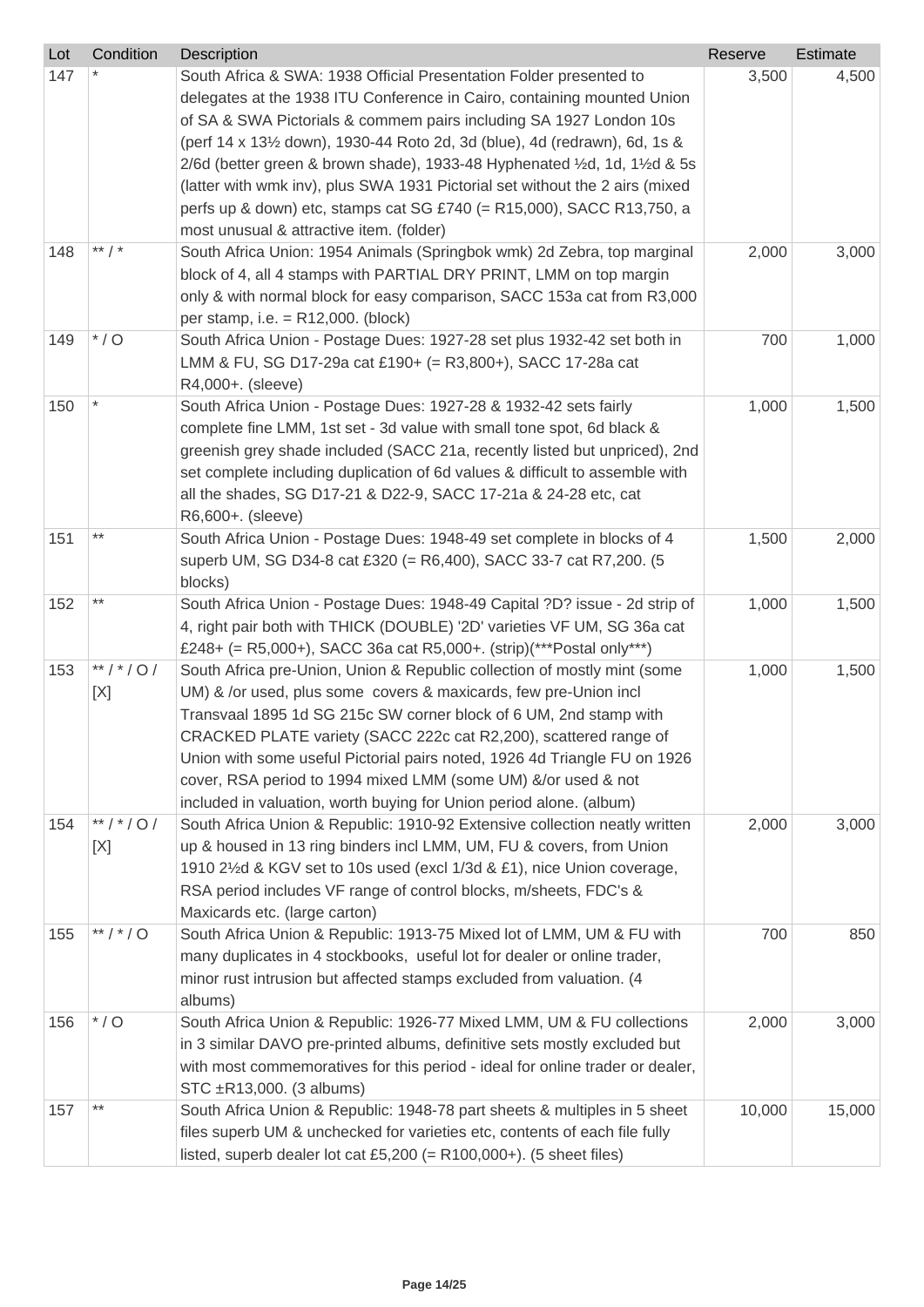| Lot | Condition | Description | Reserve | Estimate |
|---|---|---|---|---|
| 147 | * | South Africa & SWA: 1938 Official Presentation Folder presented to delegates at the 1938 ITU Conference in Cairo, containing mounted Union of SA & SWA Pictorials & commem pairs including SA 1927 London 10s (perf 14 x 13½ down), 1930-44 Roto 2d, 3d (blue), 4d (redrawn), 6d, 1s & 2/6d (better green & brown shade), 1933-48 Hyphenated ½d, 1d, 1½d & 5s (latter with wmk inv), plus SWA 1931 Pictorial set without the 2 airs (mixed perfs up & down) etc, stamps cat SG £740 (= R15,000), SACC R13,750, a most unusual & attractive item. (folder) | 3,500 | 4,500 |
| 148 | ** / * | South Africa Union: 1954 Animals (Springbok wmk) 2d Zebra, top marginal block of 4, all 4 stamps with PARTIAL DRY PRINT, LMM on top margin only & with normal block for easy comparison, SACC 153a cat from R3,000 per stamp, i.e. = R12,000. (block) | 2,000 | 3,000 |
| 149 | * / O | South Africa Union - Postage Dues: 1927-28 set plus 1932-42 set both in LMM & FU, SG D17-29a cat £190+ (= R3,800+), SACC 17-28a cat R4,000+. (sleeve) | 700 | 1,000 |
| 150 | * | South Africa Union - Postage Dues: 1927-28 & 1932-42 sets fairly complete fine LMM, 1st set - 3d value with small tone spot, 6d black & greenish grey shade included (SACC 21a, recently listed but unpriced), 2nd set complete including duplication of 6d values & difficult to assemble with all the shades, SG D17-21 & D22-9, SACC 17-21a & 24-28 etc, cat R6,600+. (sleeve) | 1,000 | 1,500 |
| 151 | ** | South Africa Union - Postage Dues: 1948-49 set complete in blocks of 4 superb UM, SG D34-8 cat £320 (= R6,400), SACC 33-7 cat R7,200. (5 blocks) | 1,500 | 2,000 |
| 152 | ** | South Africa Union - Postage Dues: 1948-49 Capital ?D? issue - 2d strip of 4, right pair both with THICK (DOUBLE) '2D' varieties VF UM, SG 36a cat £248+ (= R5,000+), SACC 36a cat R5,000+. (strip)(***Postal only***) | 1,000 | 1,500 |
| 153 | ** / * / O / [X] | South Africa pre-Union, Union & Republic collection of mostly mint (some UM) & /or used, plus some covers & maxicards, few pre-Union incl Transvaal 1895 1d SG 215c SW corner block of 6 UM, 2nd stamp with CRACKED PLATE variety (SACC 222c cat R2,200), scattered range of Union with some useful Pictorial pairs noted, 1926 4d Triangle FU on 1926 cover, RSA period to 1994 mixed LMM (some UM) &/or used & not included in valuation, worth buying for Union period alone. (album) | 1,000 | 1,500 |
| 154 | ** / * / O / [X] | South Africa Union & Republic: 1910-92 Extensive collection neatly written up & housed in 13 ring binders incl LMM, UM, FU & covers, from Union 1910 2½d & KGV set to 10s used (excl 1/3d & £1), nice Union coverage, RSA period includes VF range of control blocks, m/sheets, FDC's & Maxicards etc. (large carton) | 2,000 | 3,000 |
| 155 | ** / * / O | South Africa Union & Republic: 1913-75 Mixed lot of LMM, UM & FU with many duplicates in 4 stockbooks, useful lot for dealer or online trader, minor rust intrusion but affected stamps excluded from valuation. (4 albums) | 700 | 850 |
| 156 | * / O | South Africa Union & Republic: 1926-77 Mixed LMM, UM & FU collections in 3 similar DAVO pre-printed albums, definitive sets mostly excluded but with most commemoratives for this period - ideal for online trader or dealer, STC ±R13,000. (3 albums) | 2,000 | 3,000 |
| 157 | ** | South Africa Union & Republic: 1948-78 part sheets & multiples in 5 sheet files superb UM & unchecked for varieties etc, contents of each file fully listed, superb dealer lot cat £5,200 (= R100,000+). (5 sheet files) | 10,000 | 15,000 |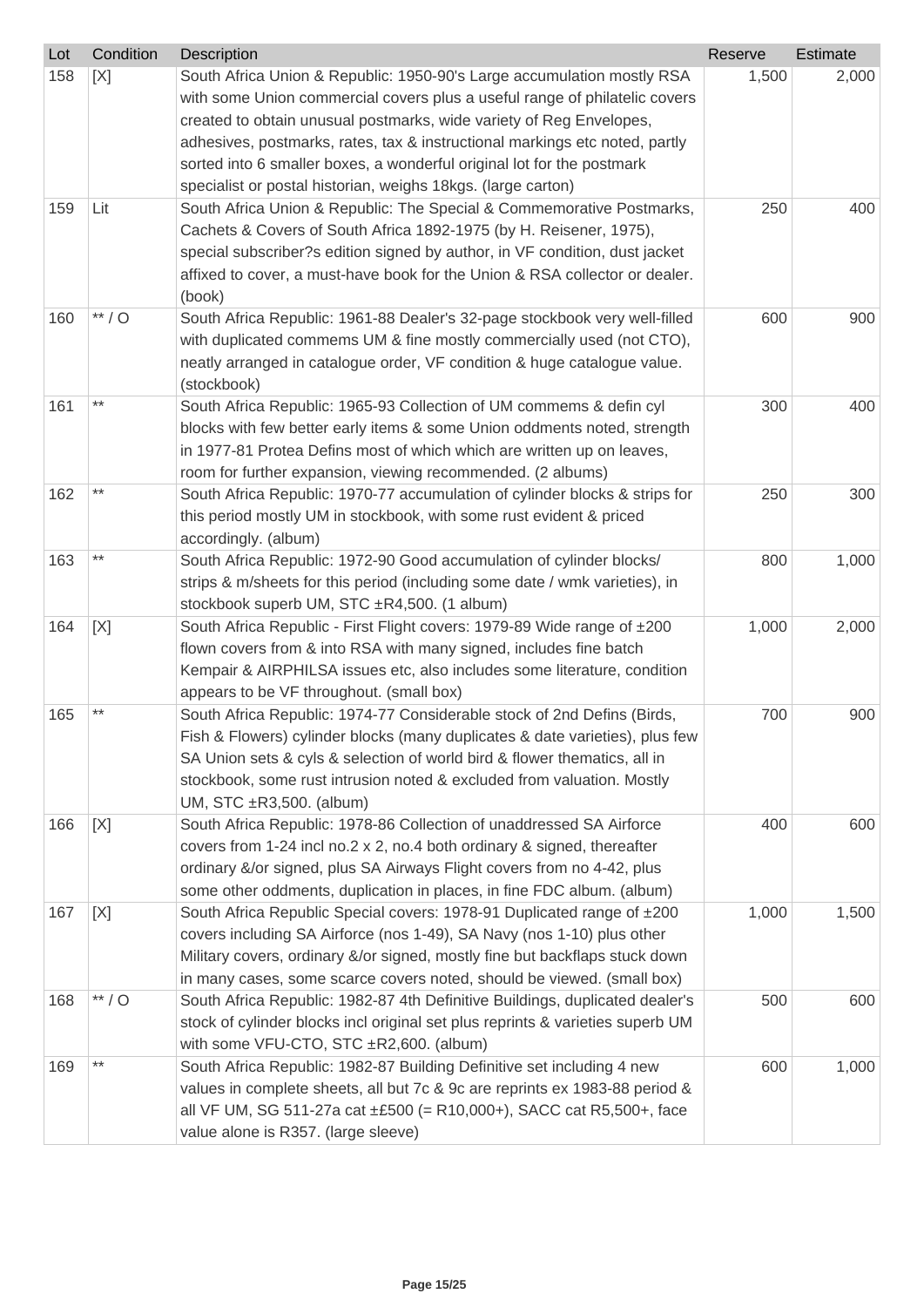| Lot | Condition | Description | Reserve | Estimate |
|---|---|---|---|---|
| 158 | [X] | South Africa Union & Republic: 1950-90's Large accumulation mostly RSA with some Union commercial covers plus a useful range of philatelic covers created to obtain unusual postmarks, wide variety of Reg Envelopes, adhesives, postmarks, rates, tax & instructional markings etc noted, partly sorted into 6 smaller boxes, a wonderful original lot for the postmark specialist or postal historian, weighs 18kgs. (large carton) | 1,500 | 2,000 |
| 159 | Lit | South Africa Union & Republic: The Special & Commemorative Postmarks, Cachets & Covers of South Africa 1892-1975 (by H. Reisener, 1975), special subscriber?s edition signed by author, in VF condition, dust jacket affixed to cover, a must-have book for the Union & RSA collector or dealer. (book) | 250 | 400 |
| 160 | ** / O | South Africa Republic: 1961-88 Dealer's 32-page stockbook very well-filled with duplicated commems UM & fine mostly commercially used (not CTO), neatly arranged in catalogue order, VF condition & huge catalogue value. (stockbook) | 600 | 900 |
| 161 | ** | South Africa Republic: 1965-93 Collection of UM commems & defin cyl blocks with few better early items & some Union oddments noted, strength in 1977-81 Protea Defins most of which which are written up on leaves, room for further expansion, viewing recommended. (2 albums) | 300 | 400 |
| 162 | ** | South Africa Republic: 1970-77 accumulation of cylinder blocks & strips for this period mostly UM in stockbook, with some rust evident & priced accordingly. (album) | 250 | 300 |
| 163 | ** | South Africa Republic: 1972-90 Good accumulation of cylinder blocks/ strips & m/sheets for this period (including some date / wmk varieties), in stockbook superb UM, STC ±R4,500. (1 album) | 800 | 1,000 |
| 164 | [X] | South Africa Republic - First Flight covers: 1979-89 Wide range of ±200 flown covers from & into RSA with many signed, includes fine batch Kempair & AIRPHILSA issues etc, also includes some literature, condition appears to be VF throughout. (small box) | 1,000 | 2,000 |
| 165 | ** | South Africa Republic: 1974-77 Considerable stock of 2nd Defins (Birds, Fish & Flowers) cylinder blocks (many duplicates & date varieties), plus few SA Union sets & cyls & selection of world bird & flower thematics, all in stockbook, some rust intrusion noted & excluded from valuation. Mostly UM, STC ±R3,500. (album) | 700 | 900 |
| 166 | [X] | South Africa Republic: 1978-86 Collection of unaddressed SA Airforce covers from 1-24 incl no.2 x 2, no.4 both ordinary & signed, thereafter ordinary &/or signed, plus SA Airways Flight covers from no 4-42, plus some other oddments, duplication in places, in fine FDC album. (album) | 400 | 600 |
| 167 | [X] | South Africa Republic Special covers: 1978-91 Duplicated range of ±200 covers including SA Airforce (nos 1-49), SA Navy (nos 1-10) plus other Military covers, ordinary &/or signed, mostly fine but backflaps stuck down in many cases, some scarce covers noted, should be viewed. (small box) | 1,000 | 1,500 |
| 168 | ** / O | South Africa Republic: 1982-87 4th Definitive Buildings, duplicated dealer's stock of cylinder blocks incl original set plus reprints & varieties superb UM with some VFU-CTO, STC ±R2,600. (album) | 500 | 600 |
| 169 | ** | South Africa Republic: 1982-87 Building Definitive set including 4 new values in complete sheets, all but 7c & 9c are reprints ex 1983-88 period & all VF UM, SG 511-27a cat ±£500 (= R10,000+), SACC cat R5,500+, face value alone is R357. (large sleeve) | 600 | 1,000 |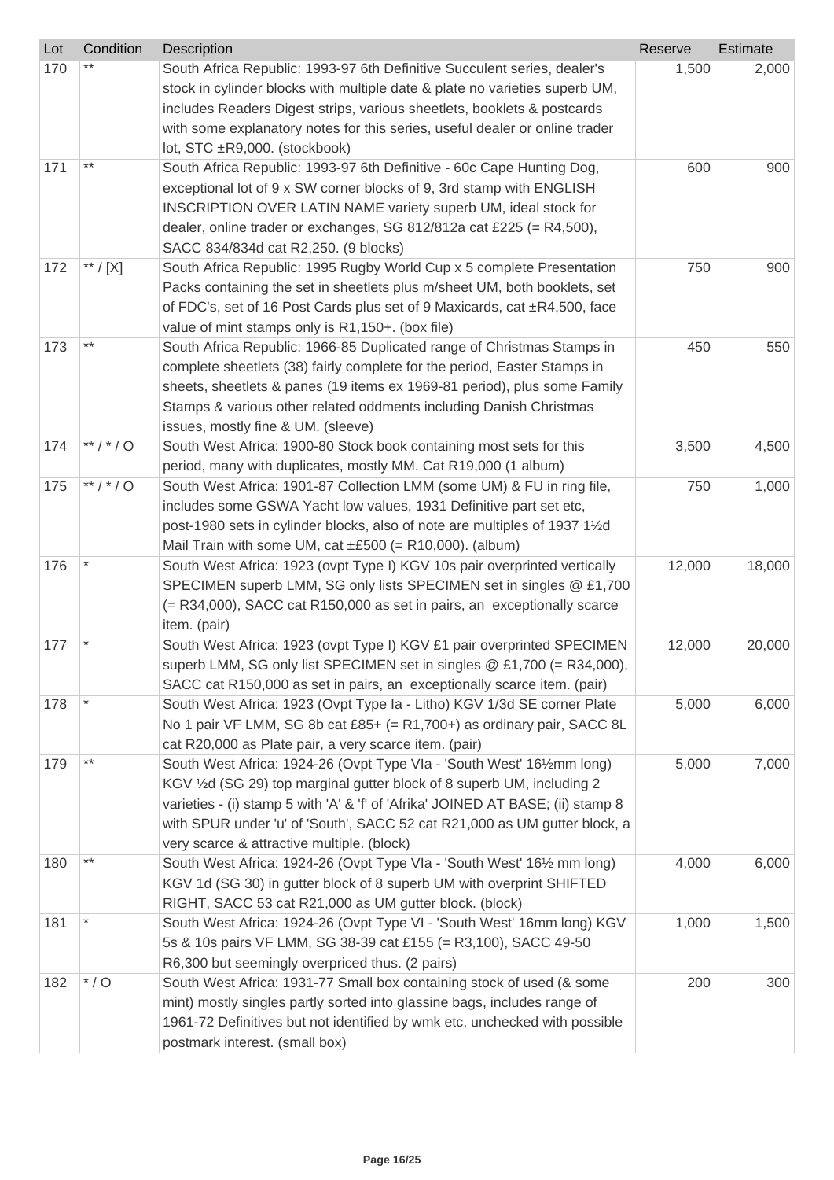| Lot | Condition | Description | Reserve | Estimate |
|---|---|---|---|---|
| 170 | ** | South Africa Republic: 1993-97 6th Definitive Succulent series, dealer's stock in cylinder blocks with multiple date & plate no varieties superb UM, includes Readers Digest strips, various sheetlets, booklets & postcards with some explanatory notes for this series, useful dealer or online trader lot, STC ±R9,000. (stockbook) | 1,500 | 2,000 |
| 171 | ** | South Africa Republic: 1993-97 6th Definitive - 60c Cape Hunting Dog, exceptional lot of 9 x SW corner blocks of 9, 3rd stamp with ENGLISH INSCRIPTION OVER LATIN NAME variety superb UM, ideal stock for dealer, online trader or exchanges, SG 812/812a cat £225 (= R4,500), SACC 834/834d cat R2,250. (9 blocks) | 600 | 900 |
| 172 | ** / [X] | South Africa Republic: 1995 Rugby World Cup x 5 complete Presentation Packs containing the set in sheetlets plus m/sheet UM, both booklets, set of FDC's, set of 16 Post Cards plus set of 9 Maxicards, cat ±R4,500, face value of mint stamps only is R1,150+. (box file) | 750 | 900 |
| 173 | ** | South Africa Republic: 1966-85 Duplicated range of Christmas Stamps in complete sheetlets (38) fairly complete for the period, Easter Stamps in sheets, sheetlets & panes (19 items ex 1969-81 period), plus some Family Stamps & various other related oddments including Danish Christmas issues, mostly fine & UM. (sleeve) | 450 | 550 |
| 174 | ** / * / O | South West Africa: 1900-80 Stock book containing most sets for this period, many with duplicates, mostly MM. Cat R19,000 (1 album) | 3,500 | 4,500 |
| 175 | ** / * / O | South West Africa: 1901-87 Collection LMM (some UM) & FU in ring file, includes some GSWA Yacht low values, 1931 Definitive part set etc, post-1980 sets in cylinder blocks, also of note are multiples of 1937 1½d Mail Train with some UM, cat ±£500 (= R10,000). (album) | 750 | 1,000 |
| 176 | * | South West Africa: 1923 (ovpt Type I) KGV 10s pair overprinted vertically SPECIMEN superb LMM, SG only lists SPECIMEN set in singles @ £1,700 (= R34,000), SACC cat R150,000 as set in pairs, an exceptionally scarce item. (pair) | 12,000 | 18,000 |
| 177 | * | South West Africa: 1923 (ovpt Type I) KGV £1 pair overprinted SPECIMEN superb LMM, SG only list SPECIMEN set in singles @ £1,700 (= R34,000), SACC cat R150,000 as set in pairs, an exceptionally scarce item. (pair) | 12,000 | 20,000 |
| 178 | * | South West Africa: 1923 (Ovpt Type Ia - Litho) KGV 1/3d SE corner Plate No 1 pair VF LMM, SG 8b cat £85+ (= R1,700+) as ordinary pair, SACC 8L cat R20,000 as Plate pair, a very scarce item. (pair) | 5,000 | 6,000 |
| 179 | ** | South West Africa: 1924-26 (Ovpt Type VIa - 'South West' 16½mm long) KGV ½d (SG 29) top marginal gutter block of 8 superb UM, including 2 varieties - (i) stamp 5 with 'A' & 'f' of 'Afrika' JOINED AT BASE; (ii) stamp 8 with SPUR under 'u' of 'South', SACC 52 cat R21,000 as UM gutter block, a very scarce & attractive multiple. (block) | 5,000 | 7,000 |
| 180 | ** | South West Africa: 1924-26 (Ovpt Type VIa - 'South West' 16½ mm long) KGV 1d (SG 30) in gutter block of 8 superb UM with overprint SHIFTED RIGHT, SACC 53 cat R21,000 as UM gutter block. (block) | 4,000 | 6,000 |
| 181 | * | South West Africa: 1924-26 (Ovpt Type VI - 'South West' 16mm long) KGV 5s & 10s pairs VF LMM, SG 38-39 cat £155 (= R3,100), SACC 49-50 R6,300 but seemingly overpriced thus. (2 pairs) | 1,000 | 1,500 |
| 182 | * / O | South West Africa: 1931-77 Small box containing stock of used (& some mint) mostly singles partly sorted into glassine bags, includes range of 1961-72 Definitives but not identified by wmk etc, unchecked with possible postmark interest. (small box) | 200 | 300 |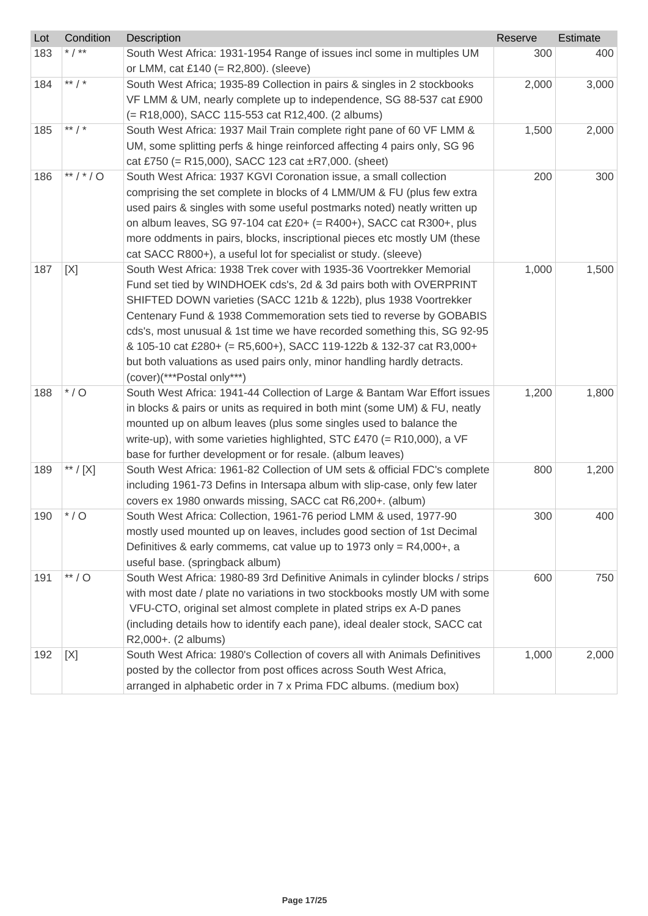| Lot | Condition | Description | Reserve | Estimate |
|---|---|---|---|---|
| 183 | * / ** | South West Africa: 1931-1954 Range of issues incl some in multiples UM or LMM, cat £140 (= R2,800). (sleeve) | 300 | 400 |
| 184 | ** / * | South West Africa; 1935-89 Collection in pairs & singles in 2 stockbooks VF LMM & UM, nearly complete up to independence, SG 88-537 cat £900 (= R18,000), SACC 115-553 cat R12,400. (2 albums) | 2,000 | 3,000 |
| 185 | ** / * | South West Africa: 1937 Mail Train complete right pane of 60 VF LMM & UM, some splitting perfs & hinge reinforced affecting 4 pairs only, SG 96 cat £750 (= R15,000), SACC 123 cat ±R7,000. (sheet) | 1,500 | 2,000 |
| 186 | ** / * / O | South West Africa: 1937 KGVI Coronation issue, a small collection comprising the set complete in blocks of 4 LMM/UM & FU (plus few extra used pairs & singles with some useful postmarks noted) neatly written up on album leaves, SG 97-104 cat £20+ (= R400+), SACC cat R300+, plus more oddments in pairs, blocks, inscriptional pieces etc mostly UM (these cat SACC R800+), a useful lot for specialist or study. (sleeve) | 200 | 300 |
| 187 | [X] | South West Africa: 1938 Trek cover with 1935-36 Voortrekker Memorial Fund set tied by WINDHOEK cds's, 2d & 3d pairs both with OVERPRINT SHIFTED DOWN varieties (SACC 121b & 122b), plus 1938 Voortrekker Centenary Fund & 1938 Commemoration sets tied to reverse by GOBABIS cds's, most unusual & 1st time we have recorded something this, SG 92-95 & 105-10 cat £280+ (= R5,600+), SACC 119-122b & 132-37 cat R3,000+ but both valuations as used pairs only, minor handling hardly detracts. (cover)(***Postal only***) | 1,000 | 1,500 |
| 188 | * / O | South West Africa: 1941-44 Collection of Large & Bantam War Effort issues in blocks & pairs or units as required in both mint (some UM) & FU, neatly mounted up on album leaves (plus some singles used to balance the write-up), with some varieties highlighted, STC £470 (= R10,000), a VF base for further development or for resale. (album leaves) | 1,200 | 1,800 |
| 189 | ** / [X] | South West Africa: 1961-82 Collection of UM sets & official FDC's complete including 1961-73 Defins in Intersapa album with slip-case, only few later covers ex 1980 onwards missing, SACC cat R6,200+. (album) | 800 | 1,200 |
| 190 | * / O | South West Africa: Collection, 1961-76 period LMM & used, 1977-90 mostly used mounted up on leaves, includes good section of 1st Decimal Definitives & early commems, cat value up to 1973 only = R4,000+, a useful base. (springback album) | 300 | 400 |
| 191 | ** / O | South West Africa: 1980-89 3rd Definitive Animals in cylinder blocks / strips with most date / plate no variations in two stockbooks mostly UM with some VFU-CTO, original set almost complete in plated strips ex A-D panes (including details how to identify each pane), ideal dealer stock, SACC cat R2,000+. (2 albums) | 600 | 750 |
| 192 | [X] | South West Africa: 1980's Collection of covers all with Animals Definitives posted by the collector from post offices across South West Africa, arranged in alphabetic order in 7 x Prima FDC albums. (medium box) | 1,000 | 2,000 |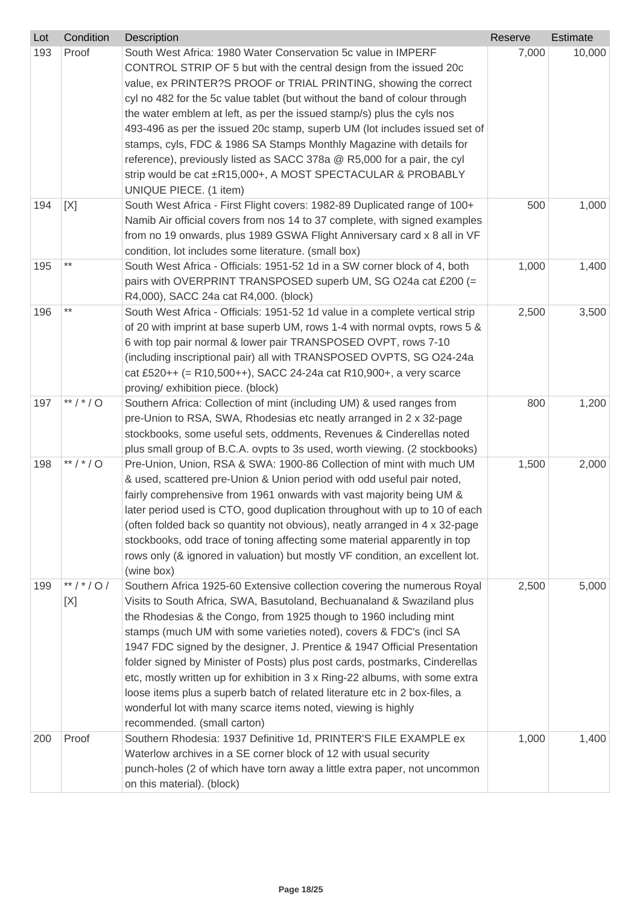| Lot | Condition | Description | Reserve | Estimate |
|---|---|---|---|---|
| 193 | Proof | South West Africa: 1980 Water Conservation 5c value in IMPERF CONTROL STRIP OF 5 but with the central design from the issued 20c value, ex PRINTER?S PROOF or TRIAL PRINTING, showing the correct cyl no 482 for the 5c value tablet (but without the band of colour through the water emblem at left, as per the issued stamp/s) plus the cyls nos 493-496 as per the issued 20c stamp, superb UM (lot includes issued set of stamps, cyls, FDC & 1986 SA Stamps Monthly Magazine with details for reference), previously listed as SACC 378a @ R5,000 for a pair, the cyl strip would be cat ±R15,000+, A MOST SPECTACULAR & PROBABLY UNIQUE PIECE. (1 item) | 7,000 | 10,000 |
| 194 | [X] | South West Africa - First Flight covers: 1982-89 Duplicated range of 100+ Namib Air official covers from nos 14 to 37 complete, with signed examples from no 19 onwards, plus 1989 GSWA Flight Anniversary card x 8 all in VF condition, lot includes some literature. (small box) | 500 | 1,000 |
| 195 | ** | South West Africa - Officials: 1951-52 1d in a SW corner block of 4, both pairs with OVERPRINT TRANSPOSED superb UM, SG O24a cat £200 (= R4,000), SACC 24a cat R4,000. (block) | 1,000 | 1,400 |
| 196 | ** | South West Africa - Officials: 1951-52 1d value in a complete vertical strip of 20 with imprint at base superb UM, rows 1-4 with normal ovpts, rows 5 & 6 with top pair normal & lower pair TRANSPOSED OVPT, rows 7-10 (including inscriptional pair) all with TRANSPOSED OVPTS, SG O24-24a cat £520++ (= R10,500++), SACC 24-24a cat R10,900+, a very scarce proving/ exhibition piece. (block) | 2,500 | 3,500 |
| 197 | ** / * / O | Southern Africa: Collection of mint (including UM) & used ranges from pre-Union to RSA, SWA, Rhodesias etc neatly arranged in 2 x 32-page stockbooks, some useful sets, oddments, Revenues & Cinderellas noted plus small group of B.C.A. ovpts to 3s used, worth viewing. (2 stockbooks) | 800 | 1,200 |
| 198 | ** / * / O | Pre-Union, Union, RSA & SWA: 1900-86 Collection of mint with much UM & used, scattered pre-Union & Union period with odd useful pair noted, fairly comprehensive from 1961 onwards with vast majority being UM & later period used is CTO, good duplication throughout with up to 10 of each (often folded back so quantity not obvious), neatly arranged in 4 x 32-page stockbooks, odd trace of toning affecting some material apparently in top rows only (& ignored in valuation) but mostly VF condition, an excellent lot. (wine box) | 1,500 | 2,000 |
| 199 | ** / * / O / [X] | Southern Africa 1925-60 Extensive collection covering the numerous Royal Visits to South Africa, SWA, Basutoland, Bechuanaland & Swaziland plus the Rhodesias & the Congo, from 1925 though to 1960 including mint stamps (much UM with some varieties noted), covers & FDC's (incl SA 1947 FDC signed by the designer, J. Prentice & 1947 Official Presentation folder signed by Minister of Posts) plus post cards, postmarks, Cinderellas etc, mostly written up for exhibition in 3 x Ring-22 albums, with some extra loose items plus a superb batch of related literature etc in 2 box-files, a wonderful lot with many scarce items noted, viewing is highly recommended. (small carton) | 2,500 | 5,000 |
| 200 | Proof | Southern Rhodesia: 1937 Definitive 1d, PRINTER'S FILE EXAMPLE ex Waterlow archives in a SE corner block of 12 with usual security punch-holes (2 of which have torn away a little extra paper, not uncommon on this material). (block) | 1,000 | 1,400 |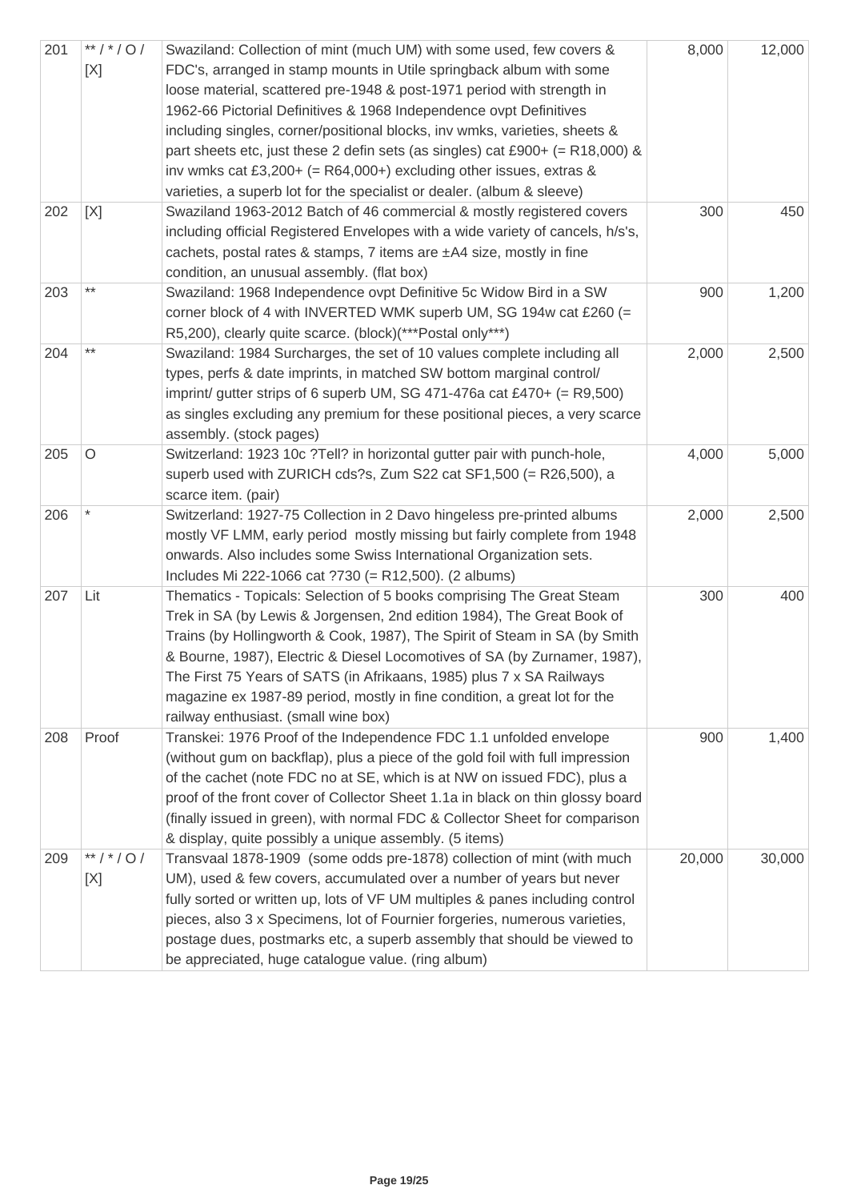| 201 | ** / * / O / [X] | Swaziland: Collection of mint (much UM) with some used, few covers & FDC's, arranged in stamp mounts in Utile springback album with some loose material, scattered pre-1948 & post-1971 period with strength in 1962-66 Pictorial Definitives & 1968 Independence ovpt Definitives including singles, corner/positional blocks, inv wmks, varieties, sheets & part sheets etc, just these 2 defin sets (as singles) cat £900+ (= R18,000) & inv wmks cat £3,200+ (= R64,000+) excluding other issues, extras & varieties, a superb lot for the specialist or dealer. (album & sleeve) | 8,000 | 12,000 |
|---|---|---|---|---|
| 202 | [X] | Swaziland 1963-2012 Batch of 46 commercial & mostly registered covers including official Registered Envelopes with a wide variety of cancels, h/s's, cachets, postal rates & stamps, 7 items are ±A4 size, mostly in fine condition, an unusual assembly. (flat box) | 300 | 450 |
| 203 | ** | Swaziland: 1968 Independence ovpt Definitive 5c Widow Bird in a SW corner block of 4 with INVERTED WMK superb UM, SG 194w cat £260 (= R5,200), clearly quite scarce. (block)(***Postal only***) | 900 | 1,200 |
| 204 | ** | Swaziland: 1984 Surcharges, the set of 10 values complete including all types, perfs & date imprints, in matched SW bottom marginal control/ imprint/ gutter strips of 6 superb UM, SG 471-476a cat £470+ (= R9,500) as singles excluding any premium for these positional pieces, a very scarce assembly. (stock pages) | 2,000 | 2,500 |
| 205 | O | Switzerland: 1923 10c ?Tell? in horizontal gutter pair with punch-hole, superb used with ZURICH cds?s, Zum S22 cat SF1,500 (= R26,500), a scarce item. (pair) | 4,000 | 5,000 |
| 206 | * | Switzerland: 1927-75 Collection in 2 Davo hingeless pre-printed albums mostly VF LMM, early period mostly missing but fairly complete from 1948 onwards. Also includes some Swiss International Organization sets. Includes Mi 222-1066 cat ?730 (= R12,500). (2 albums) | 2,000 | 2,500 |
| 207 | Lit | Thematics - Topicals: Selection of 5 books comprising The Great Steam Trek in SA (by Lewis & Jorgensen, 2nd edition 1984), The Great Book of Trains (by Hollingworth & Cook, 1987), The Spirit of Steam in SA (by Smith & Bourne, 1987), Electric & Diesel Locomotives of SA (by Zurnamer, 1987), The First 75 Years of SATS (in Afrikaans, 1985) plus 7 x SA Railways magazine ex 1987-89 period, mostly in fine condition, a great lot for the railway enthusiast. (small wine box) | 300 | 400 |
| 208 | Proof | Transkei: 1976 Proof of the Independence FDC 1.1 unfolded envelope (without gum on backflap), plus a piece of the gold foil with full impression of the cachet (note FDC no at SE, which is at NW on issued FDC), plus a proof of the front cover of Collector Sheet 1.1a in black on thin glossy board (finally issued in green), with normal FDC & Collector Sheet for comparison & display, quite possibly a unique assembly. (5 items) | 900 | 1,400 |
| 209 | ** / * / O / [X] | Transvaal 1878-1909 (some odds pre-1878) collection of mint (with much UM), used & few covers, accumulated over a number of years but never fully sorted or written up, lots of VF UM multiples & panes including control pieces, also 3 x Specimens, lot of Fournier forgeries, numerous varieties, postage dues, postmarks etc, a superb assembly that should be viewed to be appreciated, huge catalogue value. (ring album) | 20,000 | 30,000 |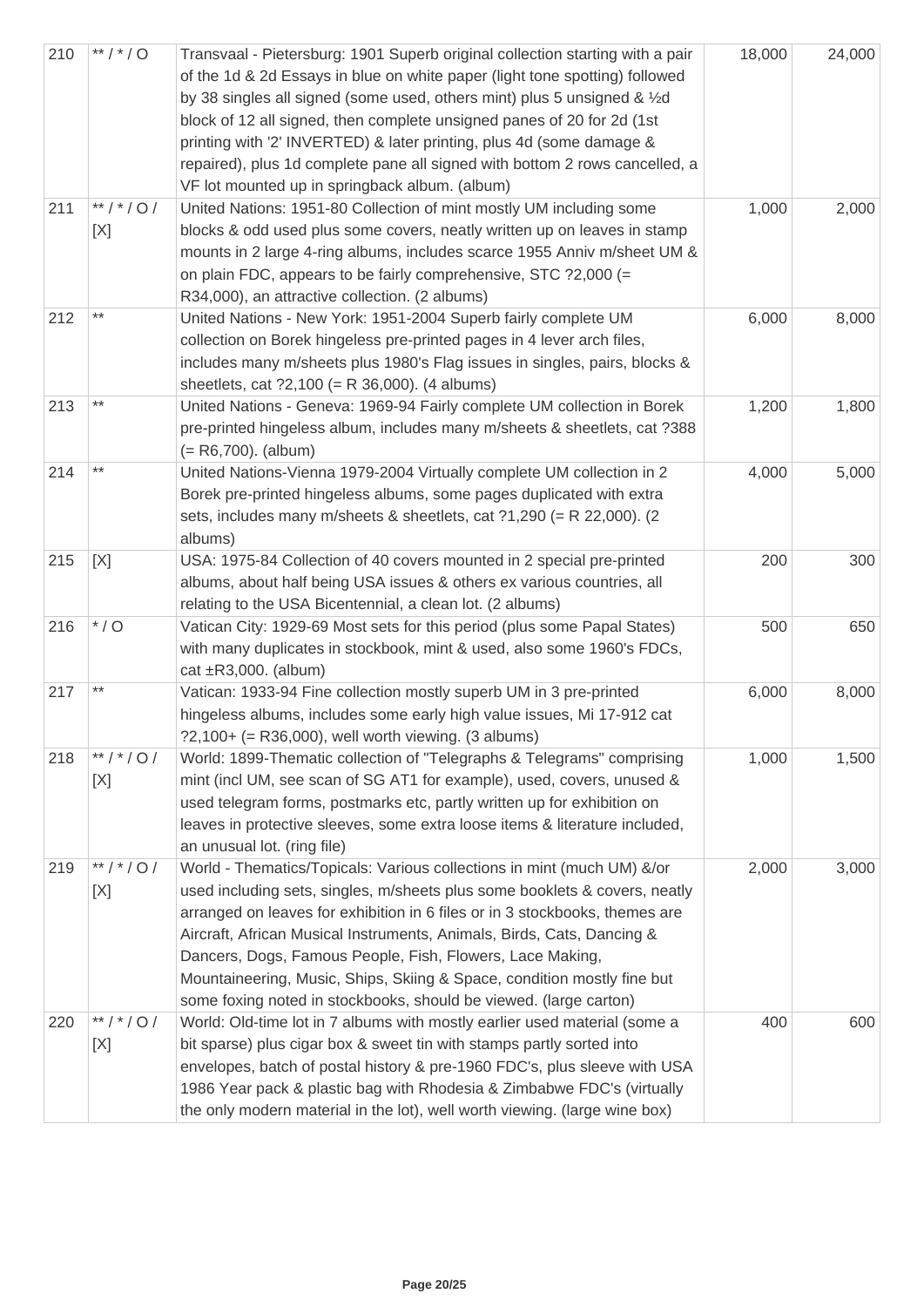| | | | | |
|---|---|---|---|---|
| 210 | ** / * / O | Transvaal - Pietersburg: 1901 Superb original collection starting with a pair of the 1d & 2d Essays in blue on white paper (light tone spotting) followed by 38 singles all signed (some used, others mint) plus 5 unsigned & ½d block of 12 all signed, then complete unsigned panes of 20 for 2d (1st printing with '2' INVERTED) & later printing, plus 4d (some damage & repaired), plus 1d complete pane all signed with bottom 2 rows cancelled, a VF lot mounted up in springback album. (album) | 18,000 | 24,000 |
| 211 | ** / * / O / [X] | United Nations: 1951-80 Collection of mint mostly UM including some blocks & odd used plus some covers, neatly written up on leaves in stamp mounts in 2 large 4-ring albums, includes scarce 1955 Anniv m/sheet UM & on plain FDC, appears to be fairly comprehensive, STC ?2,000 (= R34,000), an attractive collection. (2 albums) | 1,000 | 2,000 |
| 212 | ** | United Nations - New York: 1951-2004 Superb fairly complete UM collection on Borek hingeless pre-printed pages in 4 lever arch files, includes many m/sheets plus 1980's Flag issues in singles, pairs, blocks & sheetlets, cat ?2,100 (= R 36,000). (4 albums) | 6,000 | 8,000 |
| 213 | ** | United Nations - Geneva: 1969-94 Fairly complete UM collection in Borek pre-printed hingeless album, includes many m/sheets & sheetlets, cat ?388 (= R6,700). (album) | 1,200 | 1,800 |
| 214 | ** | United Nations-Vienna 1979-2004 Virtually complete UM collection in 2 Borek pre-printed hingeless albums, some pages duplicated with extra sets, includes many m/sheets & sheetlets, cat ?1,290 (= R 22,000). (2 albums) | 4,000 | 5,000 |
| 215 | [X] | USA: 1975-84 Collection of 40 covers mounted in 2 special pre-printed albums, about half being USA issues & others ex various countries, all relating to the USA Bicentennial, a clean lot. (2 albums) | 200 | 300 |
| 216 | * / O | Vatican City: 1929-69 Most sets for this period (plus some Papal States) with many duplicates in stockbook, mint & used, also some 1960's FDCs, cat ±R3,000. (album) | 500 | 650 |
| 217 | ** | Vatican: 1933-94 Fine collection mostly superb UM in 3 pre-printed hingeless albums, includes some early high value issues, Mi 17-912 cat ?2,100+ (= R36,000), well worth viewing. (3 albums) | 6,000 | 8,000 |
| 218 | ** / * / O / [X] | World: 1899-Thematic collection of "Telegraphs & Telegrams" comprising mint (incl UM, see scan of SG AT1 for example), used, covers, unused & used telegram forms, postmarks etc, partly written up for exhibition on leaves in protective sleeves, some extra loose items & literature included, an unusual lot. (ring file) | 1,000 | 1,500 |
| 219 | ** / * / O / [X] | World - Thematics/Topicals: Various collections in mint (much UM) &/or used including sets, singles, m/sheets plus some booklets & covers, neatly arranged on leaves for exhibition in 6 files or in 3 stockbooks, themes are Aircraft, African Musical Instruments, Animals, Birds, Cats, Dancing & Dancers, Dogs, Famous People, Fish, Flowers, Lace Making, Mountaineering, Music, Ships, Skiing & Space, condition mostly fine but some foxing noted in stockbooks, should be viewed. (large carton) | 2,000 | 3,000 |
| 220 | ** / * / O / [X] | World: Old-time lot in 7 albums with mostly earlier used material (some a bit sparse) plus cigar box & sweet tin with stamps partly sorted into envelopes, batch of postal history & pre-1960 FDC's, plus sleeve with USA 1986 Year pack & plastic bag with Rhodesia & Zimbabwe FDC's (virtually the only modern material in the lot), well worth viewing. (large wine box) | 400 | 600 |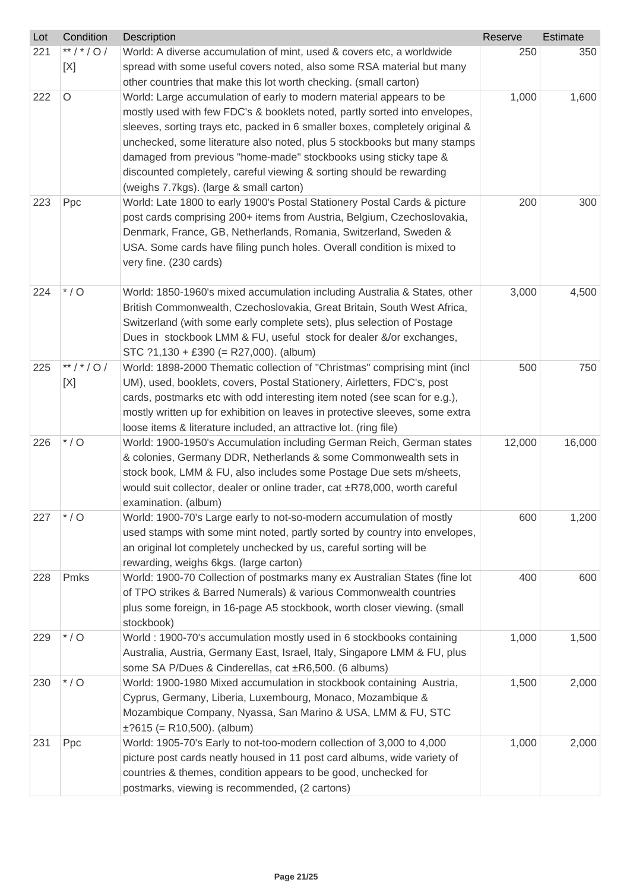| Lot | Condition | Description | Reserve | Estimate |
|---|---|---|---|---|
| 221 | ** / * / O / [X] | World: A diverse accumulation of mint, used & covers etc, a worldwide spread with some useful covers noted, also some RSA material but many other countries that make this lot worth checking. (small carton) | 250 | 350 |
| 222 | O | World: Large accumulation of early to modern material appears to be mostly used with few FDC's & booklets noted, partly sorted into envelopes, sleeves, sorting trays etc, packed in 6 smaller boxes, completely original & unchecked, some literature also noted, plus 5 stockbooks but many stamps damaged from previous "home-made" stockbooks using sticky tape & discounted completely, careful viewing & sorting should be rewarding (weighs 7.7kgs). (large & small carton) | 1,000 | 1,600 |
| 223 | Ppc | World: Late 1800 to early 1900's Postal Stationery Postal Cards & picture post cards comprising 200+ items from Austria, Belgium, Czechoslovakia, Denmark, France, GB, Netherlands, Romania, Switzerland, Sweden & USA. Some cards have filing punch holes. Overall condition is mixed to very fine. (230 cards) | 200 | 300 |
| 224 | * / O | World: 1850-1960's mixed accumulation including Australia & States, other British Commonwealth, Czechoslovakia, Great Britain, South West Africa, Switzerland (with some early complete sets), plus selection of Postage Dues in stockbook LMM & FU, useful stock for dealer &/or exchanges, STC ?1,130 + £390 (= R27,000). (album) | 3,000 | 4,500 |
| 225 | ** / * / O / [X] | World: 1898-2000 Thematic collection of "Christmas" comprising mint (incl UM), used, booklets, covers, Postal Stationery, Airletters, FDC's, post cards, postmarks etc with odd interesting item noted (see scan for e.g.), mostly written up for exhibition on leaves in protective sleeves, some extra loose items & literature included, an attractive lot. (ring file) | 500 | 750 |
| 226 | * / O | World: 1900-1950's Accumulation including German Reich, German states & colonies, Germany DDR, Netherlands & some Commonwealth sets in stock book, LMM & FU, also includes some Postage Due sets m/sheets, would suit collector, dealer or online trader, cat ±R78,000, worth careful examination. (album) | 12,000 | 16,000 |
| 227 | * / O | World: 1900-70's Large early to not-so-modern accumulation of mostly used stamps with some mint noted, partly sorted by country into envelopes, an original lot completely unchecked by us, careful sorting will be rewarding, weighs 6kgs. (large carton) | 600 | 1,200 |
| 228 | Pmks | World: 1900-70 Collection of postmarks many ex Australian States (fine lot of TPO strikes & Barred Numerals) & various Commonwealth countries plus some foreign, in 16-page A5 stockbook, worth closer viewing. (small stockbook) | 400 | 600 |
| 229 | * / O | World : 1900-70's accumulation mostly used in 6 stockbooks containing Australia, Austria, Germany East, Israel, Italy, Singapore LMM & FU, plus some SA P/Dues & Cinderellas, cat ±R6,500. (6 albums) | 1,000 | 1,500 |
| 230 | * / O | World: 1900-1980 Mixed accumulation in stockbook containing Austria, Cyprus, Germany, Liberia, Luxembourg, Monaco, Mozambique & Mozambique Company, Nyassa, San Marino & USA, LMM & FU, STC ±?615 (= R10,500). (album) | 1,500 | 2,000 |
| 231 | Ppc | World: 1905-70's Early to not-too-modern collection of 3,000 to 4,000 picture post cards neatly housed in 11 post card albums, wide variety of countries & themes, condition appears to be good, unchecked for postmarks, viewing is recommended, (2 cartons) | 1,000 | 2,000 |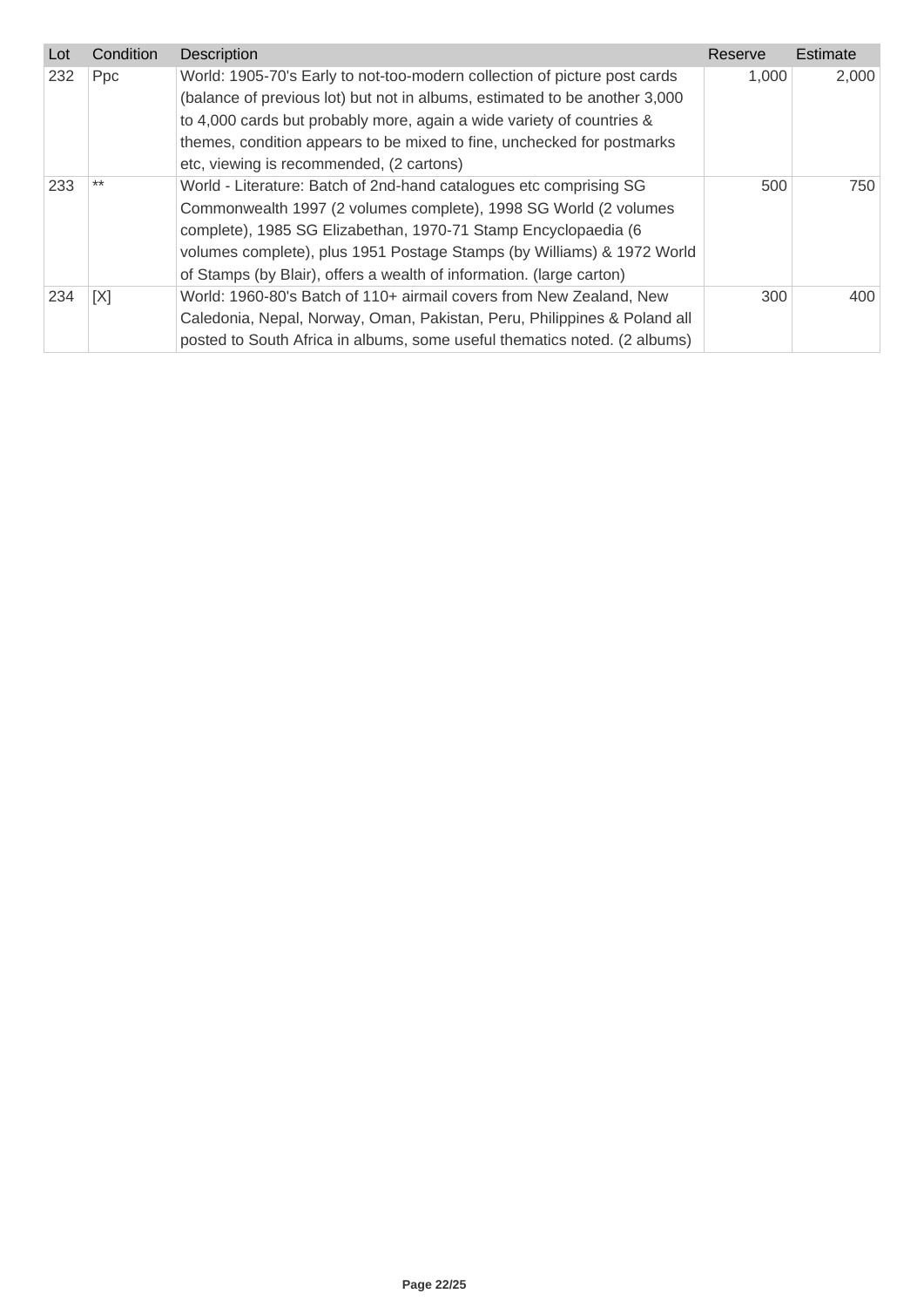| Lot | Condition | Description | Reserve | Estimate |
|---|---|---|---|---|
| 232 | Ppc | World: 1905-70's Early to not-too-modern collection of picture post cards (balance of previous lot) but not in albums, estimated to be another 3,000 to 4,000 cards but probably more, again a wide variety of countries & themes, condition appears to be mixed to fine, unchecked for postmarks etc, viewing is recommended, (2 cartons) | 1,000 | 2,000 |
| 233 | ** | World - Literature: Batch of 2nd-hand catalogues etc comprising SG Commonwealth 1997 (2 volumes complete), 1998 SG World (2 volumes complete), 1985 SG Elizabethan, 1970-71 Stamp Encyclopaedia (6 volumes complete), plus 1951 Postage Stamps (by Williams) & 1972 World of Stamps (by Blair), offers a wealth of information. (large carton) | 500 | 750 |
| 234 | [X] | World: 1960-80's Batch of 110+ airmail covers from New Zealand, New Caledonia, Nepal, Norway, Oman, Pakistan, Peru, Philippines & Poland all posted to South Africa in albums, some useful thematics noted. (2 albums) | 300 | 400 |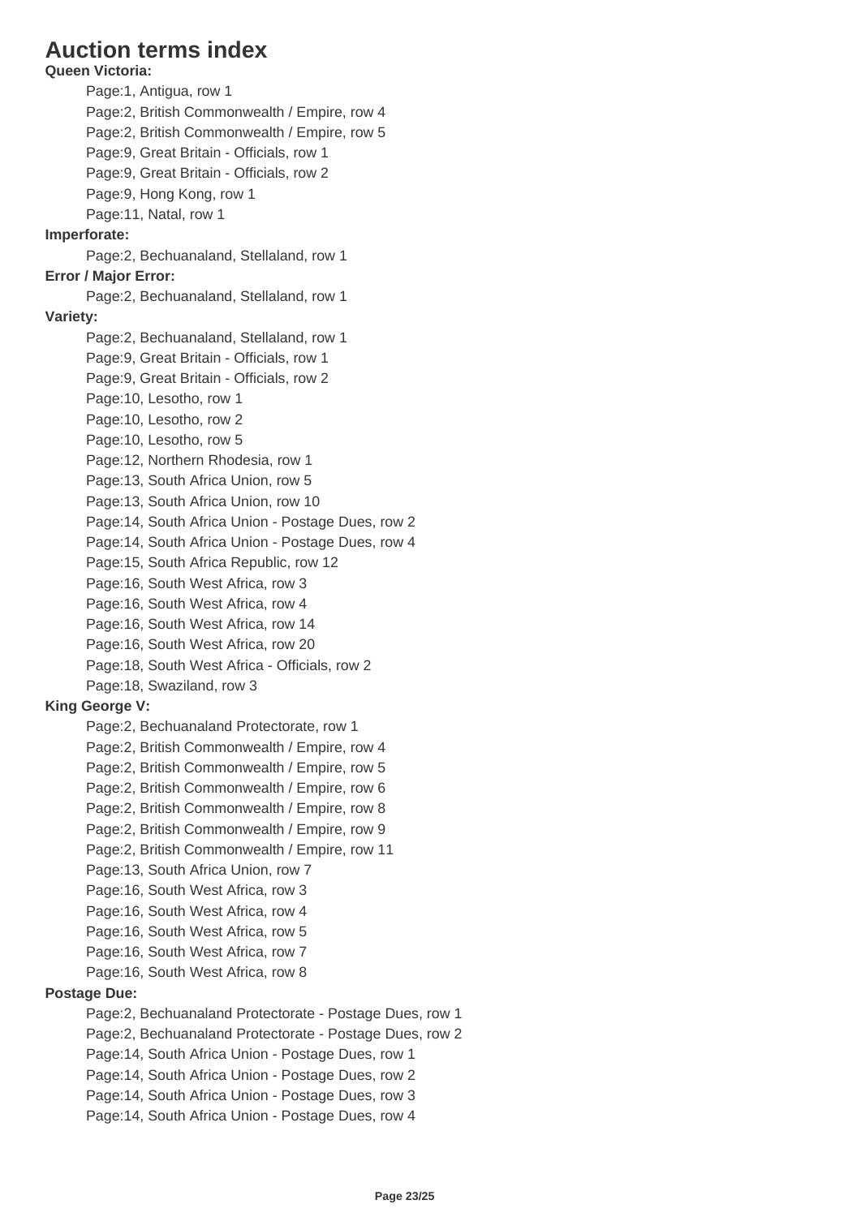# Auction terms index

**Queen Victoria:**

- Page:1, Antigua, row 1
- Page:2, British Commonwealth / Empire, row 4
- Page:2, British Commonwealth / Empire, row 5
- Page:9, Great Britain - Officials, row 1
- Page:9, Great Britain - Officials, row 2
- Page:9, Hong Kong, row 1
- Page:11, Natal, row 1

**Imperforate:**

- Page:2, Bechuanaland, Stellaland, row 1

**Error / Major Error:**

- Page:2, Bechuanaland, Stellaland, row 1

**Variety:**

- Page:2, Bechuanaland, Stellaland, row 1
- Page:9, Great Britain - Officials, row 1
- Page:9, Great Britain - Officials, row 2
- Page:10, Lesotho, row 1
- Page:10, Lesotho, row 2
- Page:10, Lesotho, row 5
- Page:12, Northern Rhodesia, row 1
- Page:13, South Africa Union, row 5
- Page:13, South Africa Union, row 10
- Page:14, South Africa Union - Postage Dues, row 2
- Page:14, South Africa Union - Postage Dues, row 4
- Page:15, South Africa Republic, row 12
- Page:16, South West Africa, row 3
- Page:16, South West Africa, row 4
- Page:16, South West Africa, row 14
- Page:16, South West Africa, row 20
- Page:18, South West Africa - Officials, row 2
- Page:18, Swaziland, row 3

**King George V:**

- Page:2, Bechuanaland Protectorate, row 1
- Page:2, British Commonwealth / Empire, row 4
- Page:2, British Commonwealth / Empire, row 5
- Page:2, British Commonwealth / Empire, row 6
- Page:2, British Commonwealth / Empire, row 8
- Page:2, British Commonwealth / Empire, row 9
- Page:2, British Commonwealth / Empire, row 11
- Page:13, South Africa Union, row 7
- Page:16, South West Africa, row 3
- Page:16, South West Africa, row 4
- Page:16, South West Africa, row 5
- Page:16, South West Africa, row 7
- Page:16, South West Africa, row 8

**Postage Due:**

- Page:2, Bechuanaland Protectorate - Postage Dues, row 1
- Page:2, Bechuanaland Protectorate - Postage Dues, row 2
- Page:14, South Africa Union - Postage Dues, row 1
- Page:14, South Africa Union - Postage Dues, row 2
- Page:14, South Africa Union - Postage Dues, row 3
- Page:14, South Africa Union - Postage Dues, row 4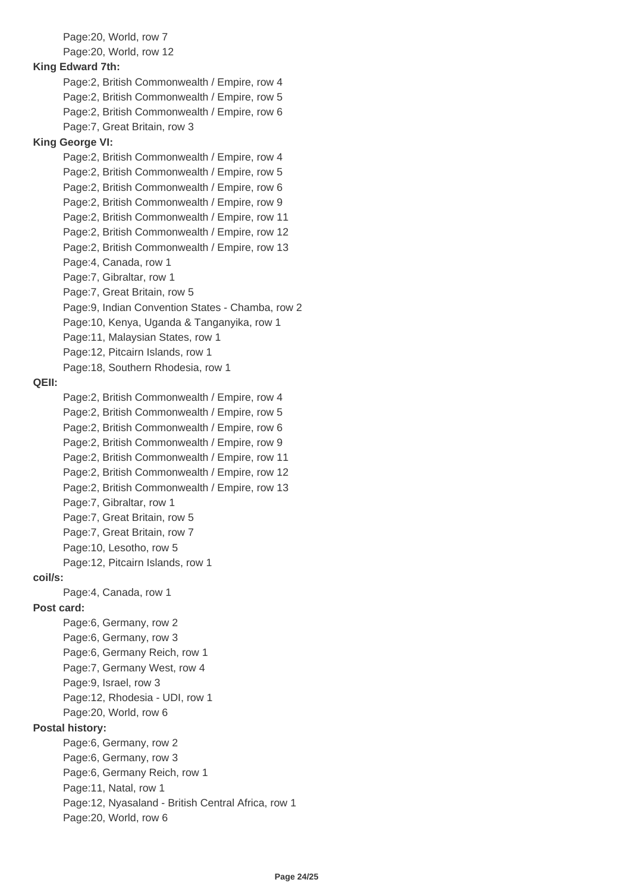Page:20, World, row 7
Page:20, World, row 12

**King Edward 7th:**

Page:2, British Commonwealth / Empire, row 4
Page:2, British Commonwealth / Empire, row 5
Page:2, British Commonwealth / Empire, row 6
Page:7, Great Britain, row 3

**King George VI:**

Page:2, British Commonwealth / Empire, row 4
Page:2, British Commonwealth / Empire, row 5
Page:2, British Commonwealth / Empire, row 6
Page:2, British Commonwealth / Empire, row 9
Page:2, British Commonwealth / Empire, row 11
Page:2, British Commonwealth / Empire, row 12
Page:2, British Commonwealth / Empire, row 13
Page:4, Canada, row 1
Page:7, Gibraltar, row 1
Page:7, Great Britain, row 5
Page:9, Indian Convention States - Chamba, row 2
Page:10, Kenya, Uganda & Tanganyika, row 1
Page:11, Malaysian States, row 1
Page:12, Pitcairn Islands, row 1
Page:18, Southern Rhodesia, row 1

**QEII:**

Page:2, British Commonwealth / Empire, row 4
Page:2, British Commonwealth / Empire, row 5
Page:2, British Commonwealth / Empire, row 6
Page:2, British Commonwealth / Empire, row 9
Page:2, British Commonwealth / Empire, row 11
Page:2, British Commonwealth / Empire, row 12
Page:2, British Commonwealth / Empire, row 13
Page:7, Gibraltar, row 1
Page:7, Great Britain, row 5
Page:7, Great Britain, row 7
Page:10, Lesotho, row 5
Page:12, Pitcairn Islands, row 1

**coil/s:**

Page:4, Canada, row 1

**Post card:**

Page:6, Germany, row 2
Page:6, Germany, row 3
Page:6, Germany Reich, row 1
Page:7, Germany West, row 4
Page:9, Israel, row 3
Page:12, Rhodesia - UDI, row 1
Page:20, World, row 6

**Postal history:**

Page:6, Germany, row 2
Page:6, Germany, row 3
Page:6, Germany Reich, row 1
Page:11, Natal, row 1
Page:12, Nyasaland - British Central Africa, row 1
Page:20, World, row 6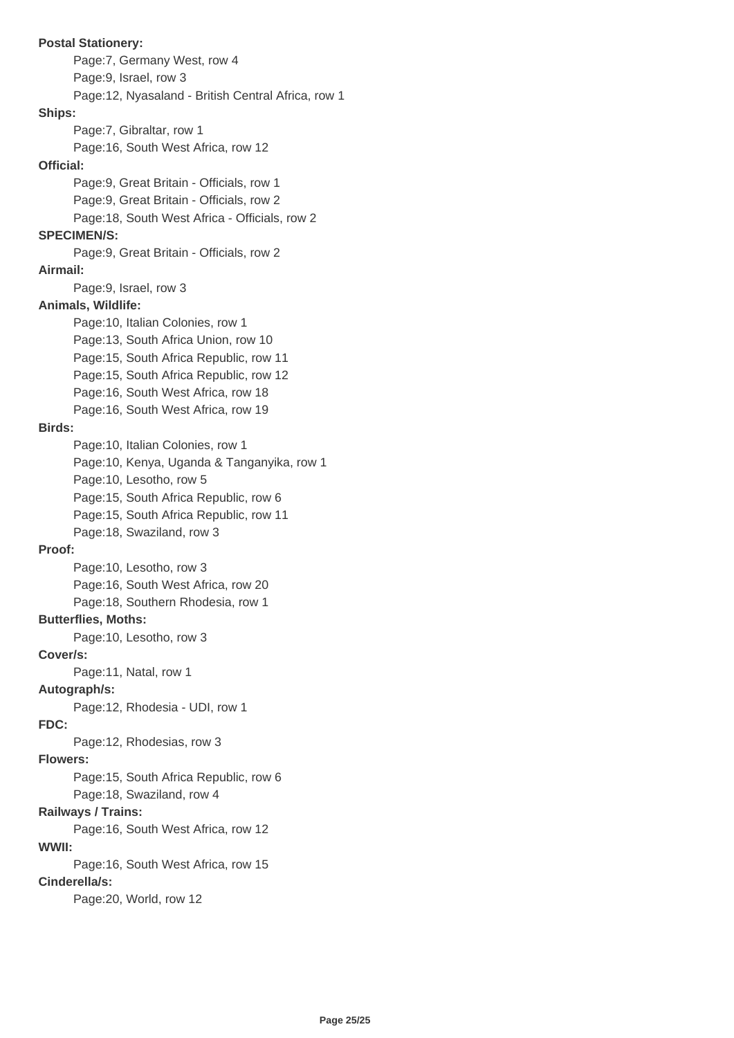**Postal Stationery:**

- Page:7, Germany West, row 4
- Page:9, Israel, row 3
- Page:12, Nyasaland - British Central Africa, row 1

**Ships:**

- Page:7, Gibraltar, row 1
- Page:16, South West Africa, row 12

**Official:**

- Page:9, Great Britain - Officials, row 1
- Page:9, Great Britain - Officials, row 2
- Page:18, South West Africa - Officials, row 2

**SPECIMEN/S:**

- Page:9, Great Britain - Officials, row 2

**Airmail:**

- Page:9, Israel, row 3

**Animals, Wildlife:**

- Page:10, Italian Colonies, row 1
- Page:13, South Africa Union, row 10
- Page:15, South Africa Republic, row 11
- Page:15, South Africa Republic, row 12
- Page:16, South West Africa, row 18
- Page:16, South West Africa, row 19

**Birds:**

- Page:10, Italian Colonies, row 1
- Page:10, Kenya, Uganda & Tanganyika, row 1
- Page:10, Lesotho, row 5
- Page:15, South Africa Republic, row 6
- Page:15, South Africa Republic, row 11
- Page:18, Swaziland, row 3

**Proof:**

- Page:10, Lesotho, row 3
- Page:16, South West Africa, row 20
- Page:18, Southern Rhodesia, row 1

**Butterflies, Moths:**

- Page:10, Lesotho, row 3

**Cover/s:**

- Page:11, Natal, row 1

**Autograph/s:**

- Page:12, Rhodesia - UDI, row 1

**FDC:**

- Page:12, Rhodesias, row 3

**Flowers:**

- Page:15, South Africa Republic, row 6
- Page:18, Swaziland, row 4

**Railways / Trains:**

- Page:16, South West Africa, row 12

**WWII:**

- Page:16, South West Africa, row 15

**Cinderella/s:**

- Page:20, World, row 12